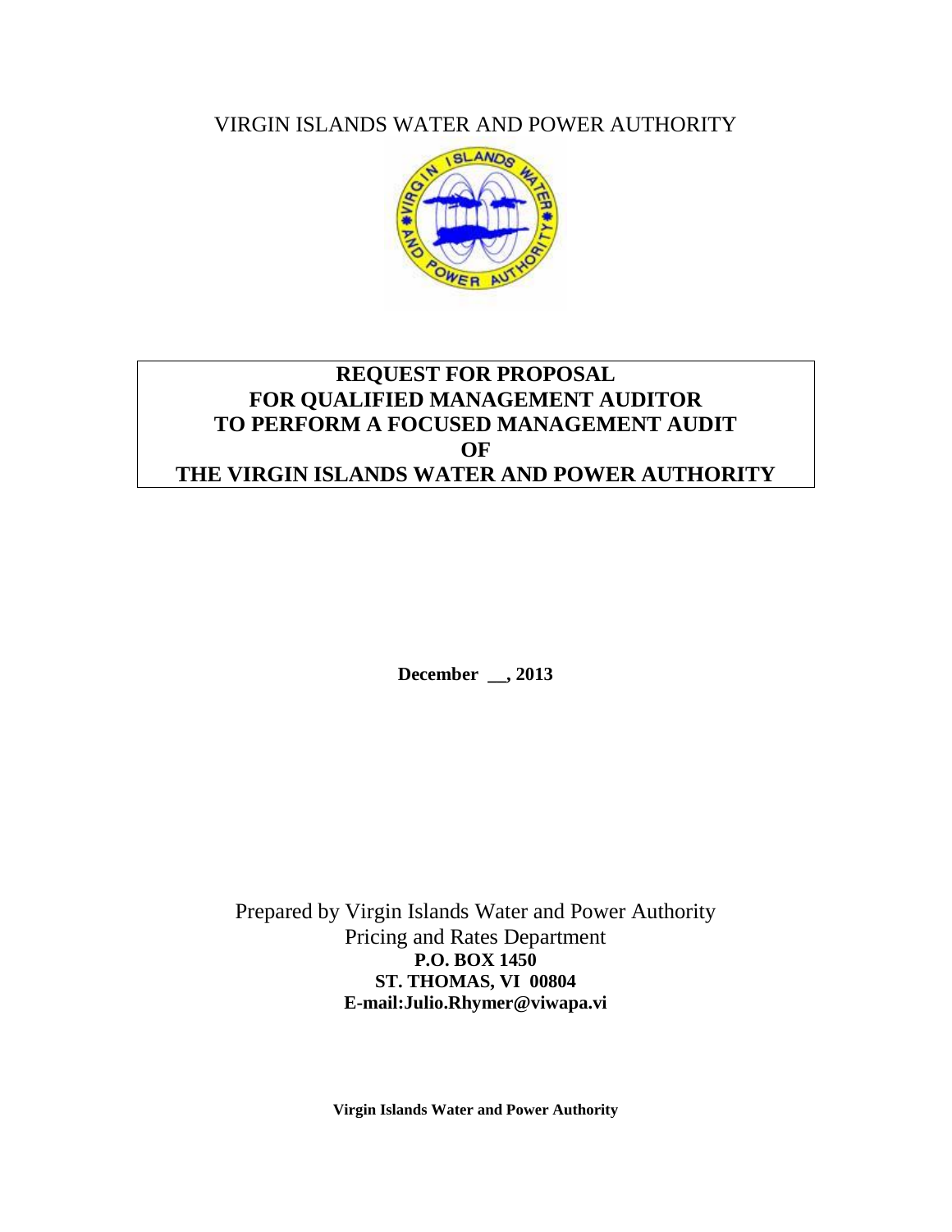VIRGIN ISLANDS WATER AND POWER AUTHORITY

# REQUEST FOR PROPOSAL FOR QUALIFIED MANAGEMENT AUDITOR TO PERFORM A FOCUSED MANAGEMENT AUDIT OF THE VIRGIN ISLANDS WATER AND POWER AUTHORITY

**December \_\_, 2013**

Prepared by Virgin Islands Water and Power Authority
Pricing and Rates Department
**P.O. BOX 1450**
**ST. THOMAS, VI 00804**
**E-mail:Julio.Rhymer@viwapa.vi**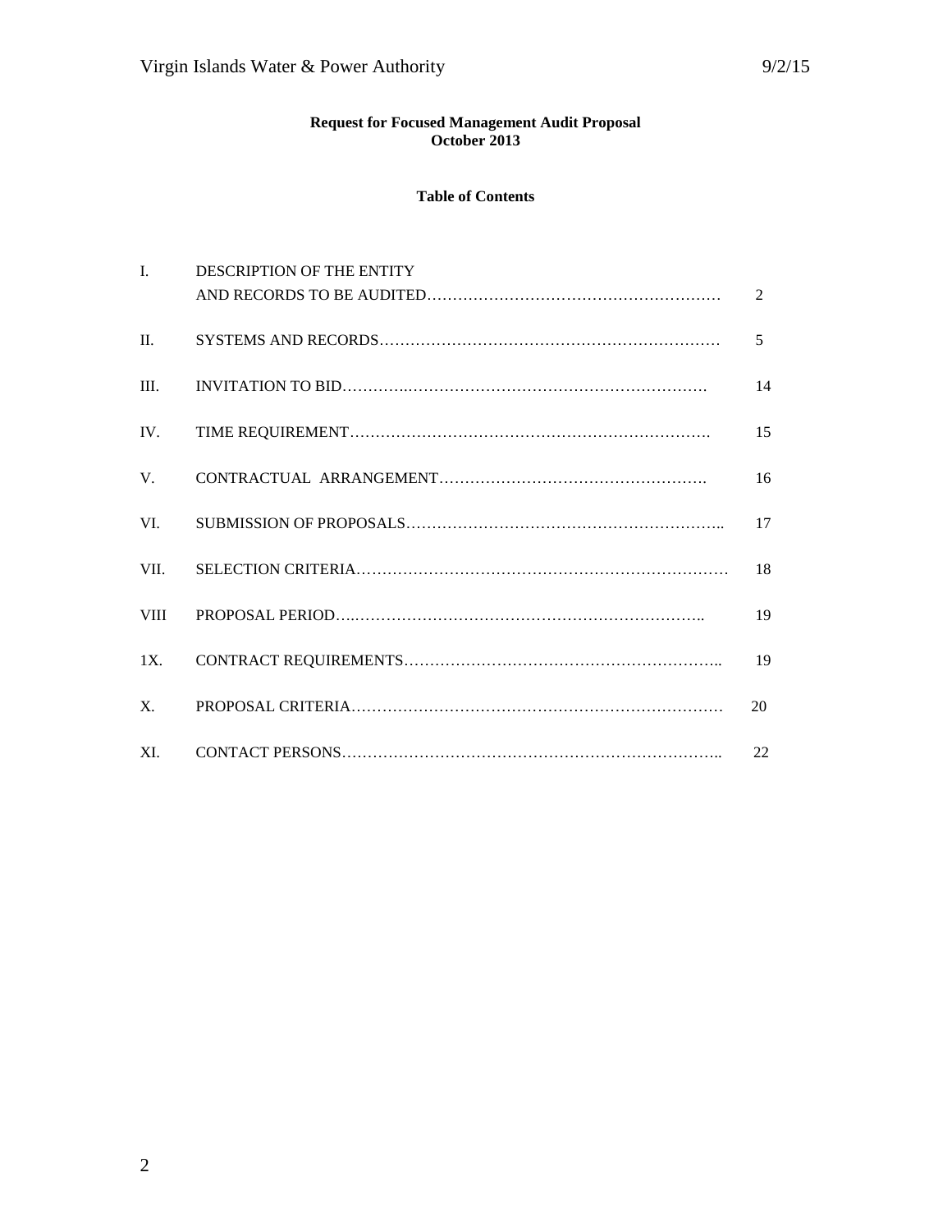**Request for Focused Management Audit Proposal**
**October 2013**

**Table of Contents**

| | | |
|---|---|---|
| I. | DESCRIPTION OF THE ENTITY AND RECORDS TO BE AUDITED | 2 |
| II. | SYSTEMS AND RECORDS | 5 |
| III. | INVITATION TO BID | 14 |
| IV. | TIME REQUIREMENT | 15 |
| V. | CONTRACTUAL ARRANGEMENT | 16 |
| VI. | SUBMISSION OF PROPOSALS | 17 |
| VII. | SELECTION CRITERIA | 18 |
| VIII | PROPOSAL PERIOD | 19 |
| 1X. | CONTRACT REQUIREMENTS | 19 |
| X. | PROPOSAL CRITERIA | 20 |
| XI. | CONTACT PERSONS | 22 |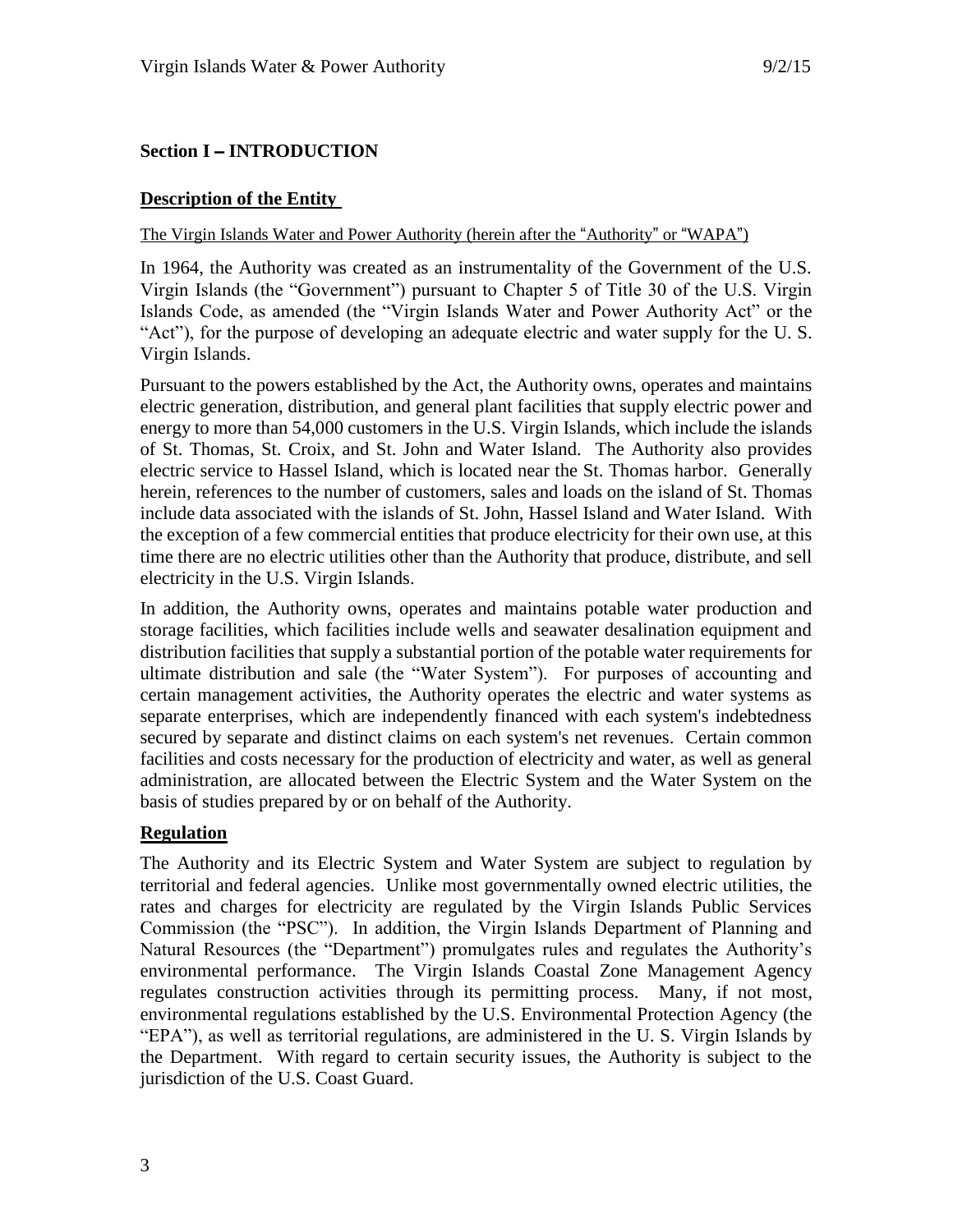## Section I – INTRODUCTION

### Description of the Entity

The Virgin Islands Water and Power Authority (herein after the "Authority" or "WAPA")

In 1964, the Authority was created as an instrumentality of the Government of the U.S. Virgin Islands (the "Government") pursuant to Chapter 5 of Title 30 of the U.S. Virgin Islands Code, as amended (the "Virgin Islands Water and Power Authority Act" or the "Act"), for the purpose of developing an adequate electric and water supply for the U. S. Virgin Islands.

Pursuant to the powers established by the Act, the Authority owns, operates and maintains electric generation, distribution, and general plant facilities that supply electric power and energy to more than 54,000 customers in the U.S. Virgin Islands, which include the islands of St. Thomas, St. Croix, and St. John and Water Island. The Authority also provides electric service to Hassel Island, which is located near the St. Thomas harbor. Generally herein, references to the number of customers, sales and loads on the island of St. Thomas include data associated with the islands of St. John, Hassel Island and Water Island. With the exception of a few commercial entities that produce electricity for their own use, at this time there are no electric utilities other than the Authority that produce, distribute, and sell electricity in the U.S. Virgin Islands.

In addition, the Authority owns, operates and maintains potable water production and storage facilities, which facilities include wells and seawater desalination equipment and distribution facilities that supply a substantial portion of the potable water requirements for ultimate distribution and sale (the "Water System"). For purposes of accounting and certain management activities, the Authority operates the electric and water systems as separate enterprises, which are independently financed with each system's indebtedness secured by separate and distinct claims on each system's net revenues. Certain common facilities and costs necessary for the production of electricity and water, as well as general administration, are allocated between the Electric System and the Water System on the basis of studies prepared by or on behalf of the Authority.

### Regulation

The Authority and its Electric System and Water System are subject to regulation by territorial and federal agencies. Unlike most governmentally owned electric utilities, the rates and charges for electricity are regulated by the Virgin Islands Public Services Commission (the "PSC"). In addition, the Virgin Islands Department of Planning and Natural Resources (the "Department") promulgates rules and regulates the Authority's environmental performance. The Virgin Islands Coastal Zone Management Agency regulates construction activities through its permitting process. Many, if not most, environmental regulations established by the U.S. Environmental Protection Agency (the "EPA"), as well as territorial regulations, are administered in the U. S. Virgin Islands by the Department. With regard to certain security issues, the Authority is subject to the jurisdiction of the U.S. Coast Guard.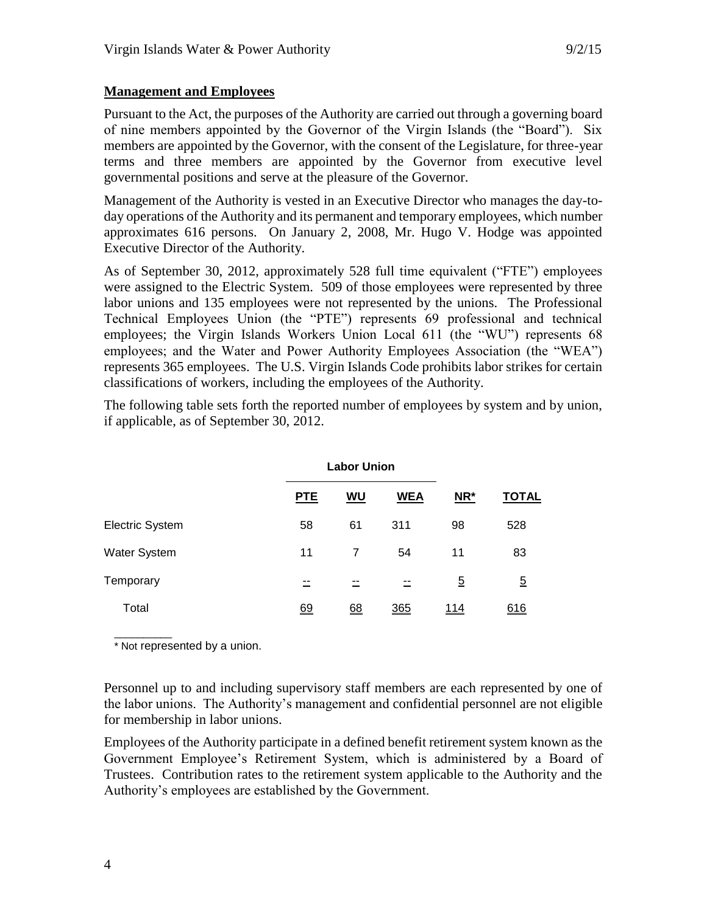## Management and Employees

Pursuant to the Act, the purposes of the Authority are carried out through a governing board of nine members appointed by the Governor of the Virgin Islands (the "Board"). Six members are appointed by the Governor, with the consent of the Legislature, for three-year terms and three members are appointed by the Governor from executive level governmental positions and serve at the pleasure of the Governor.

Management of the Authority is vested in an Executive Director who manages the day-to-day operations of the Authority and its permanent and temporary employees, which number approximates 616 persons. On January 2, 2008, Mr. Hugo V. Hodge was appointed Executive Director of the Authority.

As of September 30, 2012, approximately 528 full time equivalent ("FTE") employees were assigned to the Electric System. 509 of those employees were represented by three labor unions and 135 employees were not represented by the unions. The Professional Technical Employees Union (the "PTE") represents 69 professional and technical employees; the Virgin Islands Workers Union Local 611 (the "WU") represents 68 employees; and the Water and Power Authority Employees Association (the "WEA") represents 365 employees. The U.S. Virgin Islands Code prohibits labor strikes for certain classifications of workers, including the employees of the Authority.

The following table sets forth the reported number of employees by system and by union, if applicable, as of September 30, 2012.

| | Labor Union | | | | |
|---|---|---|---|---|---|
| | PTE | WU | WEA | NR* | TOTAL |
| Electric System | 58 | 61 | 311 | 98 | 528 |
| Water System | 11 | 7 | 54 | 11 | 83 |
| Temporary | -- | -- | -- | 5 | 5 |
| Total | 69 | 68 | 365 | 114 | 616 |

\* Not represented by a union.

Personnel up to and including supervisory staff members are each represented by one of the labor unions. The Authority's management and confidential personnel are not eligible for membership in labor unions.

Employees of the Authority participate in a defined benefit retirement system known as the Government Employee's Retirement System, which is administered by a Board of Trustees. Contribution rates to the retirement system applicable to the Authority and the Authority's employees are established by the Government.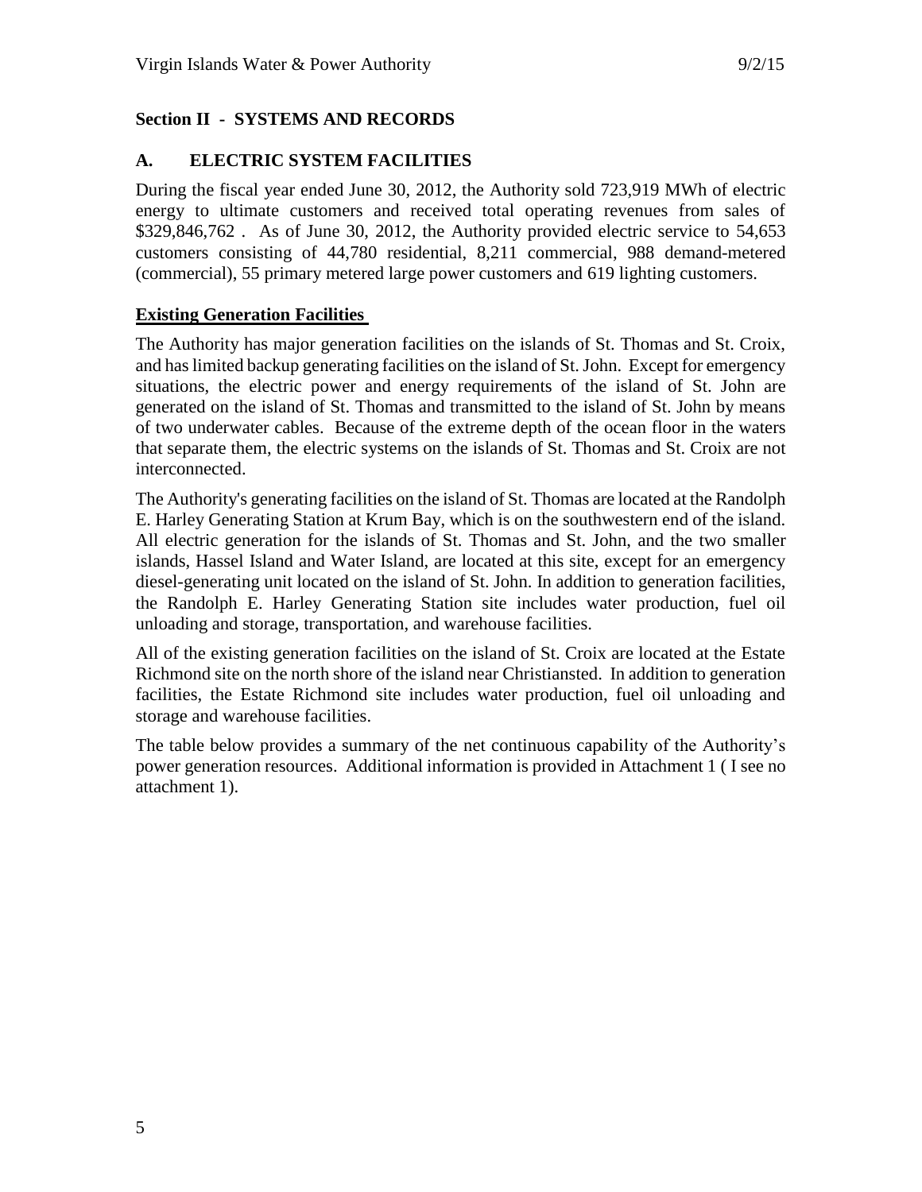## Section II - SYSTEMS AND RECORDS

### A. ELECTRIC SYSTEM FACILITIES

During the fiscal year ended June 30, 2012, the Authority sold 723,919 MWh of electric energy to ultimate customers and received total operating revenues from sales of $329,846,762 . As of June 30, 2012, the Authority provided electric service to 54,653 customers consisting of 44,780 residential, 8,211 commercial, 988 demand-metered (commercial), 55 primary metered large power customers and 619 lighting customers.

**Existing Generation Facilities**

The Authority has major generation facilities on the islands of St. Thomas and St. Croix, and has limited backup generating facilities on the island of St. John. Except for emergency situations, the electric power and energy requirements of the island of St. John are generated on the island of St. Thomas and transmitted to the island of St. John by means of two underwater cables. Because of the extreme depth of the ocean floor in the waters that separate them, the electric systems on the islands of St. Thomas and St. Croix are not interconnected.

The Authority's generating facilities on the island of St. Thomas are located at the Randolph E. Harley Generating Station at Krum Bay, which is on the southwestern end of the island. All electric generation for the islands of St. Thomas and St. John, and the two smaller islands, Hassel Island and Water Island, are located at this site, except for an emergency diesel-generating unit located on the island of St. John. In addition to generation facilities, the Randolph E. Harley Generating Station site includes water production, fuel oil unloading and storage, transportation, and warehouse facilities.

All of the existing generation facilities on the island of St. Croix are located at the Estate Richmond site on the north shore of the island near Christiansted. In addition to generation facilities, the Estate Richmond site includes water production, fuel oil unloading and storage and warehouse facilities.

The table below provides a summary of the net continuous capability of the Authority's power generation resources. Additional information is provided in Attachment 1 ( I see no attachment 1).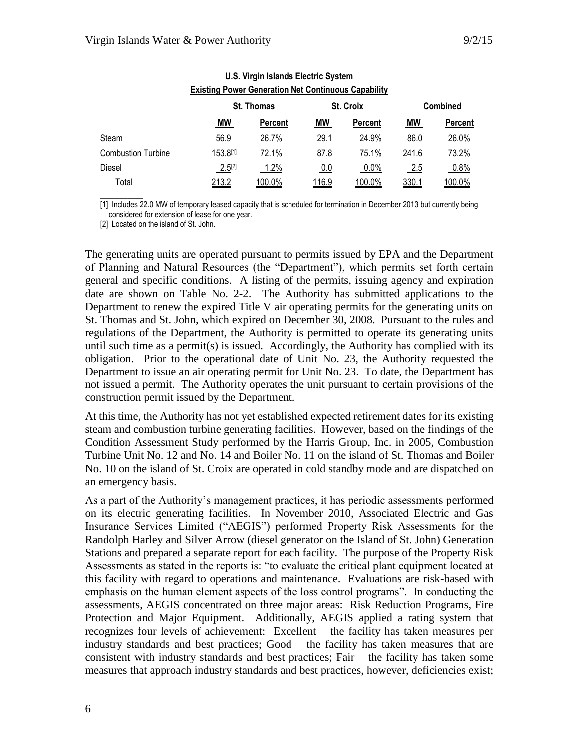**U.S. Virgin Islands Electric System**
**Existing Power Generation Net Continuous Capability**

| | St. Thomas | | St. Croix | | Combined | |
|---|---|---|---|---|---|---|
| | MW | Percent | MW | Percent | MW | Percent |
| Steam | 56.9 | 26.7% | 29.1 | 24.9% | 86.0 | 26.0% |
| Combustion Turbine | 153.8[1] | 72.1% | 87.8 | 75.1% | 241.6 | 73.2% |
| Diesel | 2.5[2] | 1.2% | 0.0 | 0.0% | 2.5 | 0.8% |
| Total | 213.2 | 100.0% | 116.9 | 100.0% | 330.1 | 100.0% |

[1] Includes 22.0 MW of temporary leased capacity that is scheduled for termination in December 2013 but currently being considered for extension of lease for one year.

[2] Located on the island of St. John.

The generating units are operated pursuant to permits issued by EPA and the Department of Planning and Natural Resources (the "Department"), which permits set forth certain general and specific conditions. A listing of the permits, issuing agency and expiration date are shown on Table No. 2-2. The Authority has submitted applications to the Department to renew the expired Title V air operating permits for the generating units on St. Thomas and St. John, which expired on December 30, 2008. Pursuant to the rules and regulations of the Department, the Authority is permitted to operate its generating units until such time as a permit(s) is issued. Accordingly, the Authority has complied with its obligation. Prior to the operational date of Unit No. 23, the Authority requested the Department to issue an air operating permit for Unit No. 23. To date, the Department has not issued a permit. The Authority operates the unit pursuant to certain provisions of the construction permit issued by the Department.

At this time, the Authority has not yet established expected retirement dates for its existing steam and combustion turbine generating facilities. However, based on the findings of the Condition Assessment Study performed by the Harris Group, Inc. in 2005, Combustion Turbine Unit No. 12 and No. 14 and Boiler No. 11 on the island of St. Thomas and Boiler No. 10 on the island of St. Croix are operated in cold standby mode and are dispatched on an emergency basis.

As a part of the Authority's management practices, it has periodic assessments performed on its electric generating facilities. In November 2010, Associated Electric and Gas Insurance Services Limited ("AEGIS") performed Property Risk Assessments for the Randolph Harley and Silver Arrow (diesel generator on the Island of St. John) Generation Stations and prepared a separate report for each facility. The purpose of the Property Risk Assessments as stated in the reports is: "to evaluate the critical plant equipment located at this facility with regard to operations and maintenance. Evaluations are risk-based with emphasis on the human element aspects of the loss control programs". In conducting the assessments, AEGIS concentrated on three major areas: Risk Reduction Programs, Fire Protection and Major Equipment. Additionally, AEGIS applied a rating system that recognizes four levels of achievement: Excellent – the facility has taken measures per industry standards and best practices; Good – the facility has taken measures that are consistent with industry standards and best practices; Fair – the facility has taken some measures that approach industry standards and best practices, however, deficiencies exist;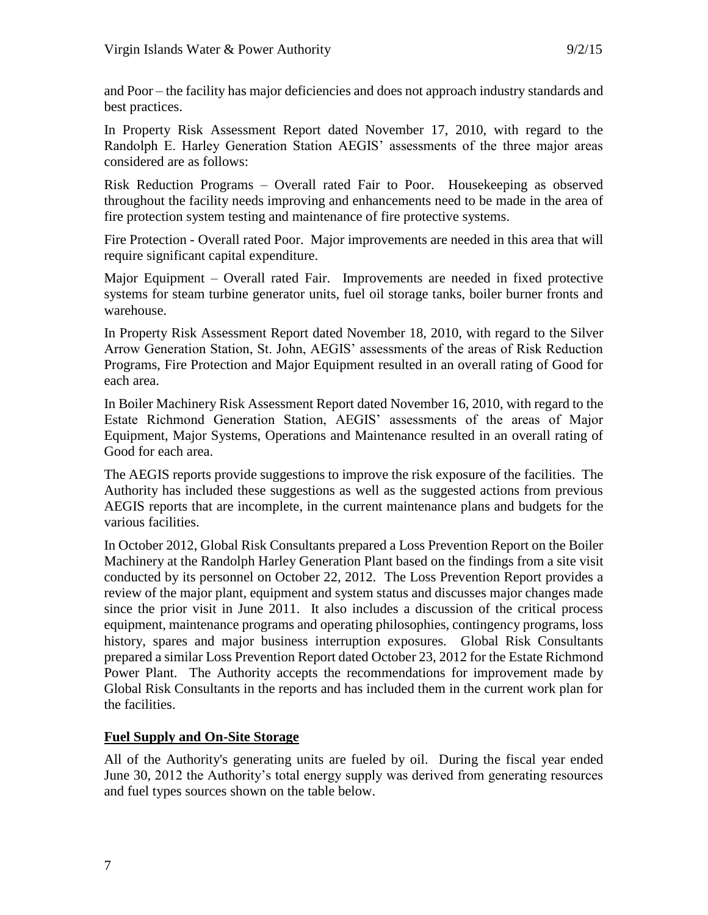and Poor – the facility has major deficiencies and does not approach industry standards and best practices.

In Property Risk Assessment Report dated November 17, 2010, with regard to the Randolph E. Harley Generation Station AEGIS' assessments of the three major areas considered are as follows:

Risk Reduction Programs – Overall rated Fair to Poor. Housekeeping as observed throughout the facility needs improving and enhancements need to be made in the area of fire protection system testing and maintenance of fire protective systems.

Fire Protection - Overall rated Poor. Major improvements are needed in this area that will require significant capital expenditure.

Major Equipment – Overall rated Fair. Improvements are needed in fixed protective systems for steam turbine generator units, fuel oil storage tanks, boiler burner fronts and warehouse.

In Property Risk Assessment Report dated November 18, 2010, with regard to the Silver Arrow Generation Station, St. John, AEGIS' assessments of the areas of Risk Reduction Programs, Fire Protection and Major Equipment resulted in an overall rating of Good for each area.

In Boiler Machinery Risk Assessment Report dated November 16, 2010, with regard to the Estate Richmond Generation Station, AEGIS' assessments of the areas of Major Equipment, Major Systems, Operations and Maintenance resulted in an overall rating of Good for each area.

The AEGIS reports provide suggestions to improve the risk exposure of the facilities. The Authority has included these suggestions as well as the suggested actions from previous AEGIS reports that are incomplete, in the current maintenance plans and budgets for the various facilities.

In October 2012, Global Risk Consultants prepared a Loss Prevention Report on the Boiler Machinery at the Randolph Harley Generation Plant based on the findings from a site visit conducted by its personnel on October 22, 2012. The Loss Prevention Report provides a review of the major plant, equipment and system status and discusses major changes made since the prior visit in June 2011. It also includes a discussion of the critical process equipment, maintenance programs and operating philosophies, contingency programs, loss history, spares and major business interruption exposures. Global Risk Consultants prepared a similar Loss Prevention Report dated October 23, 2012 for the Estate Richmond Power Plant. The Authority accepts the recommendations for improvement made by Global Risk Consultants in the reports and has included them in the current work plan for the facilities.

## **Fuel Supply and On-Site Storage**

All of the Authority's generating units are fueled by oil. During the fiscal year ended June 30, 2012 the Authority's total energy supply was derived from generating resources and fuel types sources shown on the table below.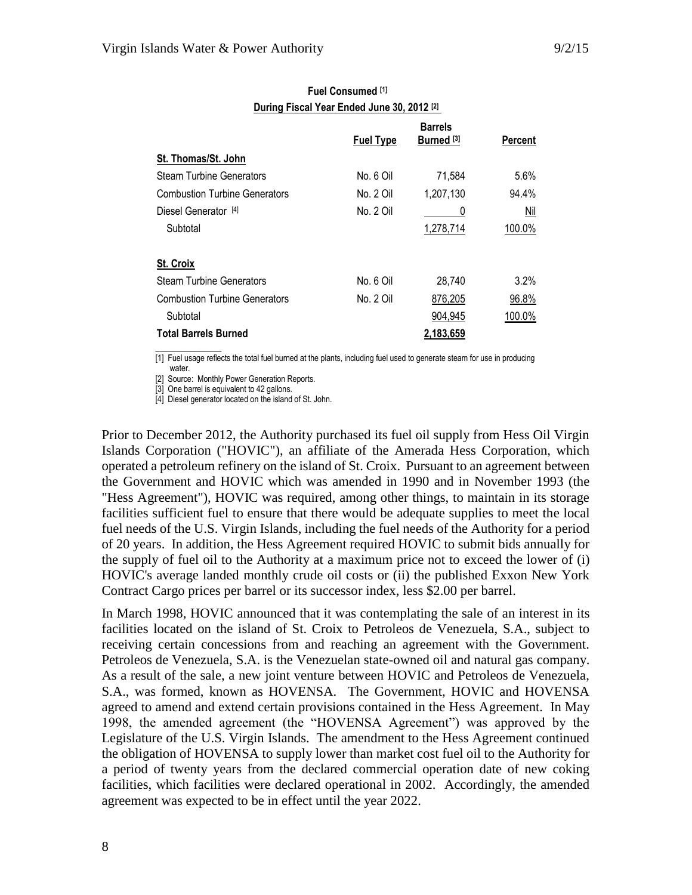**Fuel Consumed [1]**
**During Fiscal Year Ended June 30, 2012 [2]**

| | Fuel Type | Barrels Burned [3] | Percent |
|---|---|---|---|
| **St. Thomas/St. John** | | | |
| Steam Turbine Generators | No. 6 Oil | 71,584 | 5.6% |
| Combustion Turbine Generators | No. 2 Oil | 1,207,130 | 94.4% |
| Diesel Generator [4] | No. 2 Oil | 0 | Nil |
| Subtotal | | 1,278,714 | 100.0% |
| **St. Croix** | | | |
| Steam Turbine Generators | No. 6 Oil | 28,740 | 3.2% |
| Combustion Turbine Generators | No. 2 Oil | 876,205 | 96.8% |
| Subtotal | | 904,945 | 100.0% |
| **Total Barrels Burned** | | **2,183,659** | |

[1] Fuel usage reflects the total fuel burned at the plants, including fuel used to generate steam for use in producing water.

[2] Source: Monthly Power Generation Reports.

[3] One barrel is equivalent to 42 gallons.

[4] Diesel generator located on the island of St. John.

Prior to December 2012, the Authority purchased its fuel oil supply from Hess Oil Virgin Islands Corporation ("HOVIC"), an affiliate of the Amerada Hess Corporation, which operated a petroleum refinery on the island of St. Croix. Pursuant to an agreement between the Government and HOVIC which was amended in 1990 and in November 1993 (the "Hess Agreement"), HOVIC was required, among other things, to maintain in its storage facilities sufficient fuel to ensure that there would be adequate supplies to meet the local fuel needs of the U.S. Virgin Islands, including the fuel needs of the Authority for a period of 20 years. In addition, the Hess Agreement required HOVIC to submit bids annually for the supply of fuel oil to the Authority at a maximum price not to exceed the lower of (i) HOVIC's average landed monthly crude oil costs or (ii) the published Exxon New York Contract Cargo prices per barrel or its successor index, less $2.00 per barrel.

In March 1998, HOVIC announced that it was contemplating the sale of an interest in its facilities located on the island of St. Croix to Petroleos de Venezuela, S.A., subject to receiving certain concessions from and reaching an agreement with the Government. Petroleos de Venezuela, S.A. is the Venezuelan state-owned oil and natural gas company. As a result of the sale, a new joint venture between HOVIC and Petroleos de Venezuela, S.A., was formed, known as HOVENSA. The Government, HOVIC and HOVENSA agreed to amend and extend certain provisions contained in the Hess Agreement. In May 1998, the amended agreement (the "HOVENSA Agreement") was approved by the Legislature of the U.S. Virgin Islands. The amendment to the Hess Agreement continued the obligation of HOVENSA to supply lower than market cost fuel oil to the Authority for a period of twenty years from the declared commercial operation date of new coking facilities, which facilities were declared operational in 2002. Accordingly, the amended agreement was expected to be in effect until the year 2022.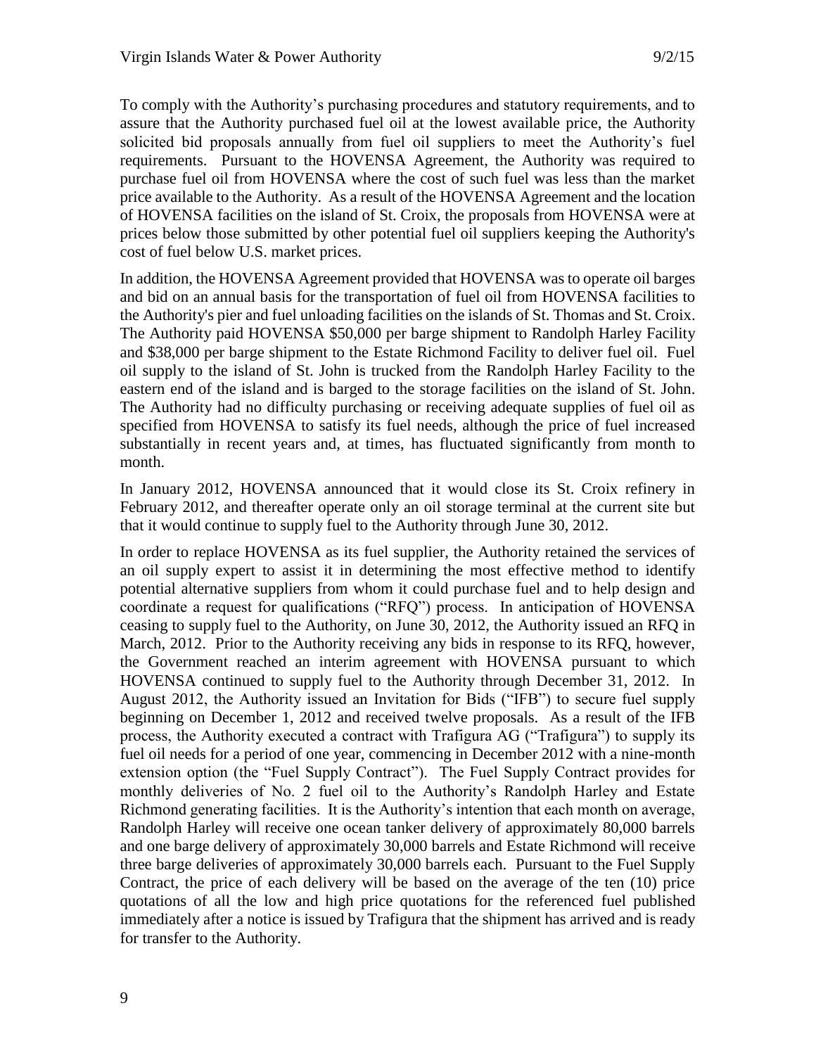To comply with the Authority's purchasing procedures and statutory requirements, and to assure that the Authority purchased fuel oil at the lowest available price, the Authority solicited bid proposals annually from fuel oil suppliers to meet the Authority's fuel requirements. Pursuant to the HOVENSA Agreement, the Authority was required to purchase fuel oil from HOVENSA where the cost of such fuel was less than the market price available to the Authority. As a result of the HOVENSA Agreement and the location of HOVENSA facilities on the island of St. Croix, the proposals from HOVENSA were at prices below those submitted by other potential fuel oil suppliers keeping the Authority's cost of fuel below U.S. market prices.

In addition, the HOVENSA Agreement provided that HOVENSA was to operate oil barges and bid on an annual basis for the transportation of fuel oil from HOVENSA facilities to the Authority's pier and fuel unloading facilities on the islands of St. Thomas and St. Croix. The Authority paid HOVENSA $50,000 per barge shipment to Randolph Harley Facility and $38,000 per barge shipment to the Estate Richmond Facility to deliver fuel oil. Fuel oil supply to the island of St. John is trucked from the Randolph Harley Facility to the eastern end of the island and is barged to the storage facilities on the island of St. John. The Authority had no difficulty purchasing or receiving adequate supplies of fuel oil as specified from HOVENSA to satisfy its fuel needs, although the price of fuel increased substantially in recent years and, at times, has fluctuated significantly from month to month.

In January 2012, HOVENSA announced that it would close its St. Croix refinery in February 2012, and thereafter operate only an oil storage terminal at the current site but that it would continue to supply fuel to the Authority through June 30, 2012.

In order to replace HOVENSA as its fuel supplier, the Authority retained the services of an oil supply expert to assist it in determining the most effective method to identify potential alternative suppliers from whom it could purchase fuel and to help design and coordinate a request for qualifications ("RFQ") process. In anticipation of HOVENSA ceasing to supply fuel to the Authority, on June 30, 2012, the Authority issued an RFQ in March, 2012. Prior to the Authority receiving any bids in response to its RFQ, however, the Government reached an interim agreement with HOVENSA pursuant to which HOVENSA continued to supply fuel to the Authority through December 31, 2012. In August 2012, the Authority issued an Invitation for Bids ("IFB") to secure fuel supply beginning on December 1, 2012 and received twelve proposals. As a result of the IFB process, the Authority executed a contract with Trafigura AG ("Trafigura") to supply its fuel oil needs for a period of one year, commencing in December 2012 with a nine-month extension option (the "Fuel Supply Contract"). The Fuel Supply Contract provides for monthly deliveries of No. 2 fuel oil to the Authority's Randolph Harley and Estate Richmond generating facilities. It is the Authority's intention that each month on average, Randolph Harley will receive one ocean tanker delivery of approximately 80,000 barrels and one barge delivery of approximately 30,000 barrels and Estate Richmond will receive three barge deliveries of approximately 30,000 barrels each. Pursuant to the Fuel Supply Contract, the price of each delivery will be based on the average of the ten (10) price quotations of all the low and high price quotations for the referenced fuel published immediately after a notice is issued by Trafigura that the shipment has arrived and is ready for transfer to the Authority.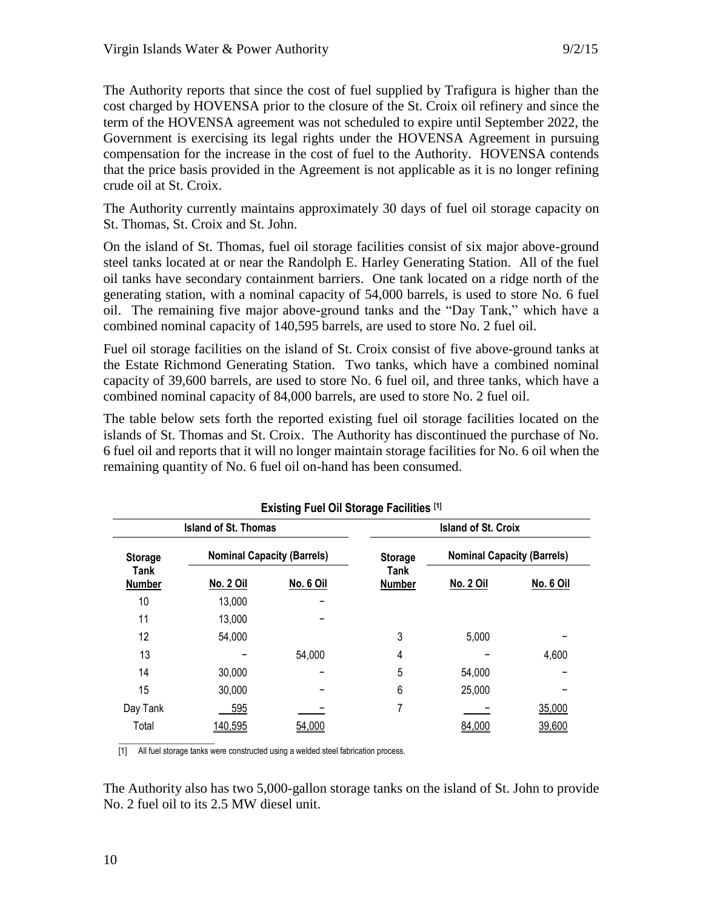The Authority reports that since the cost of fuel supplied by Trafigura is higher than the cost charged by HOVENSA prior to the closure of the St. Croix oil refinery and since the term of the HOVENSA agreement was not scheduled to expire until September 2022, the Government is exercising its legal rights under the HOVENSA Agreement in pursuing compensation for the increase in the cost of fuel to the Authority. HOVENSA contends that the price basis provided in the Agreement is not applicable as it is no longer refining crude oil at St. Croix.

The Authority currently maintains approximately 30 days of fuel oil storage capacity on St. Thomas, St. Croix and St. John.

On the island of St. Thomas, fuel oil storage facilities consist of six major above-ground steel tanks located at or near the Randolph E. Harley Generating Station. All of the fuel oil tanks have secondary containment barriers. One tank located on a ridge north of the generating station, with a nominal capacity of 54,000 barrels, is used to store No. 6 fuel oil. The remaining five major above-ground tanks and the "Day Tank," which have a combined nominal capacity of 140,595 barrels, are used to store No. 2 fuel oil.

Fuel oil storage facilities on the island of St. Croix consist of five above-ground tanks at the Estate Richmond Generating Station. Two tanks, which have a combined nominal capacity of 39,600 barrels, are used to store No. 6 fuel oil, and three tanks, which have a combined nominal capacity of 84,000 barrels, are used to store No. 2 fuel oil.

The table below sets forth the reported existing fuel oil storage facilities located on the islands of St. Thomas and St. Croix. The Authority has discontinued the purchase of No. 6 fuel oil and reports that it will no longer maintain storage facilities for No. 6 oil when the remaining quantity of No. 6 fuel oil on-hand has been consumed.

**Existing Fuel Oil Storage Facilities [1]**

| Island of St. Thomas | | | Island of St. Croix | | |
|---|---|---|---|---|---|
| Storage Tank Number | Nominal Capacity (Barrels) | | Storage Tank Number | Nominal Capacity (Barrels) | |
| | No. 2 Oil | No. 6 Oil | | No. 2 Oil | No. 6 Oil |
| 10 | 13,000 | – | | | |
| 11 | 13,000 | – | | | |
| 12 | 54,000 | | 3 | 5,000 | – |
| 13 | – | 54,000 | 4 | – | 4,600 |
| 14 | 30,000 | – | 5 | 54,000 | – |
| 15 | 30,000 | – | 6 | 25,000 | – |
| Day Tank | 595 | – | 7 | – | 35,000 |
| Total | 140,595 | 54,000 | | 84,000 | 39,600 |

[1] All fuel storage tanks were constructed using a welded steel fabrication process.

The Authority also has two 5,000-gallon storage tanks on the island of St. John to provide No. 2 fuel oil to its 2.5 MW diesel unit.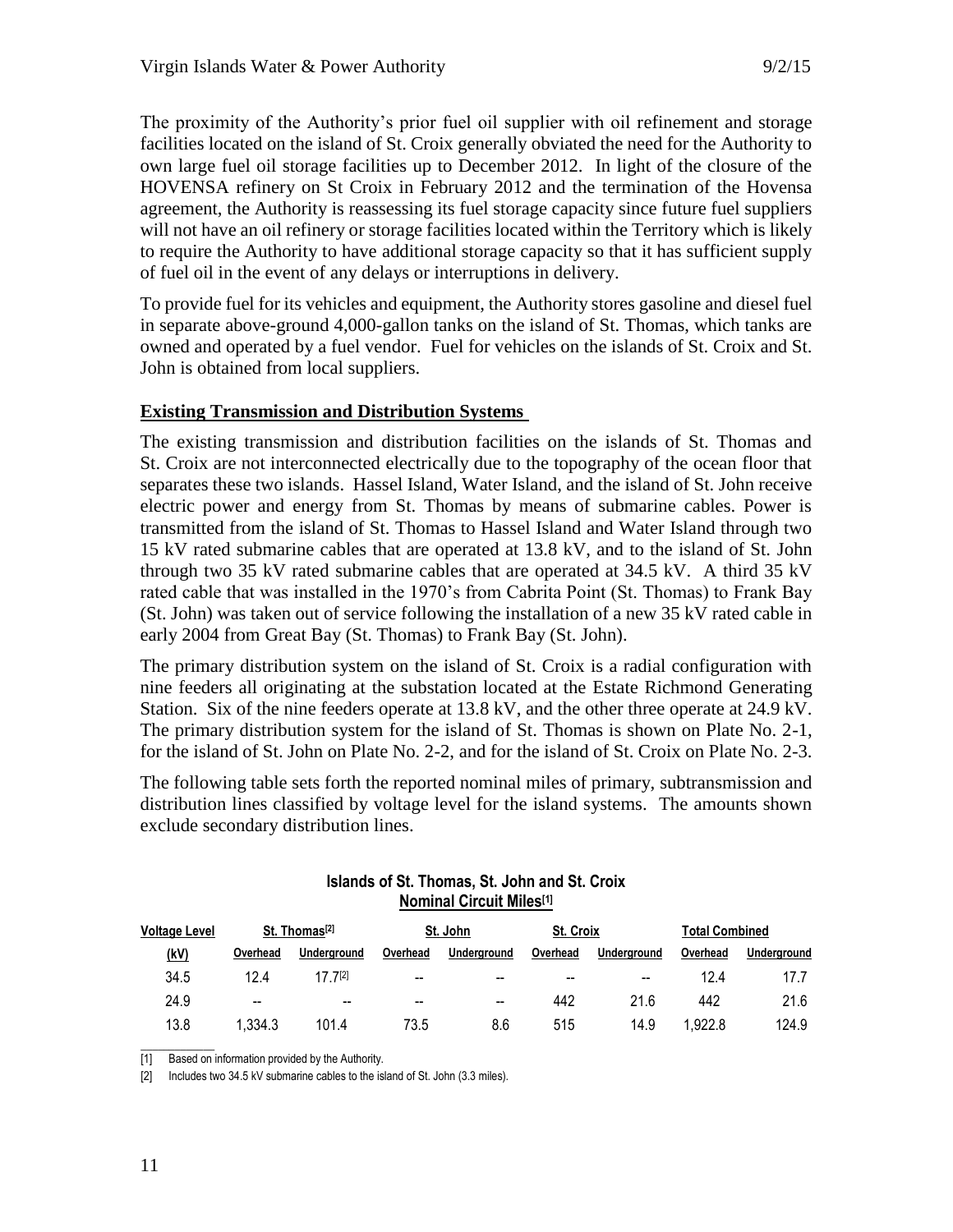The proximity of the Authority's prior fuel oil supplier with oil refinement and storage facilities located on the island of St. Croix generally obviated the need for the Authority to own large fuel oil storage facilities up to December 2012. In light of the closure of the HOVENSA refinery on St Croix in February 2012 and the termination of the Hovensa agreement, the Authority is reassessing its fuel storage capacity since future fuel suppliers will not have an oil refinery or storage facilities located within the Territory which is likely to require the Authority to have additional storage capacity so that it has sufficient supply of fuel oil in the event of any delays or interruptions in delivery.

To provide fuel for its vehicles and equipment, the Authority stores gasoline and diesel fuel in separate above-ground 4,000-gallon tanks on the island of St. Thomas, which tanks are owned and operated by a fuel vendor. Fuel for vehicles on the islands of St. Croix and St. John is obtained from local suppliers.

## Existing Transmission and Distribution Systems

The existing transmission and distribution facilities on the islands of St. Thomas and St. Croix are not interconnected electrically due to the topography of the ocean floor that separates these two islands. Hassel Island, Water Island, and the island of St. John receive electric power and energy from St. Thomas by means of submarine cables. Power is transmitted from the island of St. Thomas to Hassel Island and Water Island through two 15 kV rated submarine cables that are operated at 13.8 kV, and to the island of St. John through two 35 kV rated submarine cables that are operated at 34.5 kV. A third 35 kV rated cable that was installed in the 1970's from Cabrita Point (St. Thomas) to Frank Bay (St. John) was taken out of service following the installation of a new 35 kV rated cable in early 2004 from Great Bay (St. Thomas) to Frank Bay (St. John).

The primary distribution system on the island of St. Croix is a radial configuration with nine feeders all originating at the substation located at the Estate Richmond Generating Station. Six of the nine feeders operate at 13.8 kV, and the other three operate at 24.9 kV. The primary distribution system for the island of St. Thomas is shown on Plate No. 2-1, for the island of St. John on Plate No. 2-2, and for the island of St. Croix on Plate No. 2-3.

The following table sets forth the reported nominal miles of primary, subtransmission and distribution lines classified by voltage level for the island systems. The amounts shown exclude secondary distribution lines.

**Islands of St. Thomas, St. John and St. Croix**
**Nominal Circuit Miles[1]**

| Voltage Level | St. Thomas[2] | | St. John | | St. Croix | | Total Combined | |
|---|---|---|---|---|---|---|---|---|
| (kV) | Overhead | Underground | Overhead | Underground | Overhead | Underground | Overhead | Underground |
| 34.5 | 12.4 | 17.7[2] | -- | -- | -- | -- | 12.4 | 17.7 |
| 24.9 | -- | -- | -- | -- | 442 | 21.6 | 442 | 21.6 |
| 13.8 | 1,334.3 | 101.4 | 73.5 | 8.6 | 515 | 14.9 | 1,922.8 | 124.9 |

[1] Based on information provided by the Authority.

[2] Includes two 34.5 kV submarine cables to the island of St. John (3.3 miles).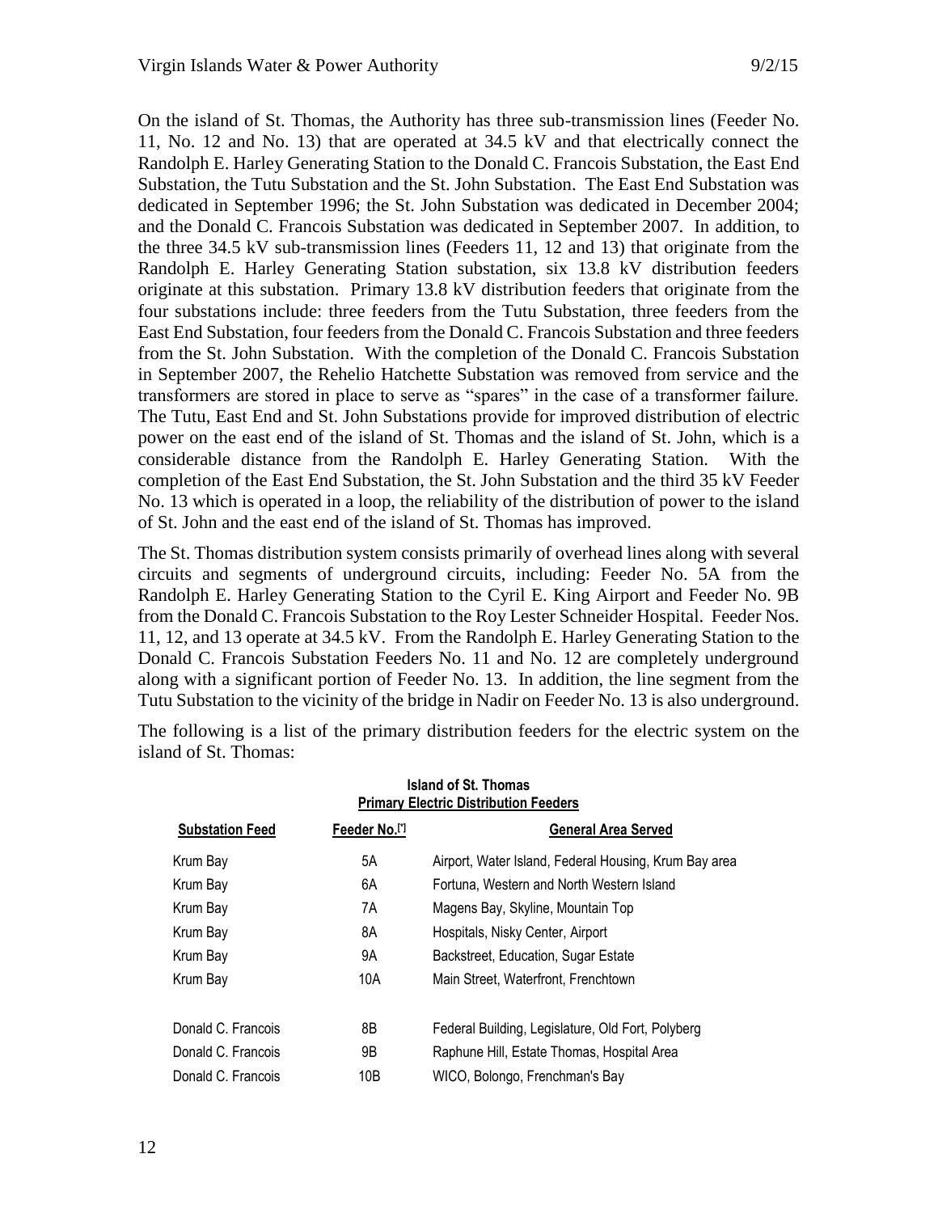On the island of St. Thomas, the Authority has three sub-transmission lines (Feeder No. 11, No. 12 and No. 13) that are operated at 34.5 kV and that electrically connect the Randolph E. Harley Generating Station to the Donald C. Francois Substation, the East End Substation, the Tutu Substation and the St. John Substation. The East End Substation was dedicated in September 1996; the St. John Substation was dedicated in December 2004; and the Donald C. Francois Substation was dedicated in September 2007. In addition, to the three 34.5 kV sub-transmission lines (Feeders 11, 12 and 13) that originate from the Randolph E. Harley Generating Station substation, six 13.8 kV distribution feeders originate at this substation. Primary 13.8 kV distribution feeders that originate from the four substations include: three feeders from the Tutu Substation, three feeders from the East End Substation, four feeders from the Donald C. Francois Substation and three feeders from the St. John Substation. With the completion of the Donald C. Francois Substation in September 2007, the Rehelio Hatchette Substation was removed from service and the transformers are stored in place to serve as "spares" in the case of a transformer failure. The Tutu, East End and St. John Substations provide for improved distribution of electric power on the east end of the island of St. Thomas and the island of St. John, which is a considerable distance from the Randolph E. Harley Generating Station. With the completion of the East End Substation, the St. John Substation and the third 35 kV Feeder No. 13 which is operated in a loop, the reliability of the distribution of power to the island of St. John and the east end of the island of St. Thomas has improved.

The St. Thomas distribution system consists primarily of overhead lines along with several circuits and segments of underground circuits, including: Feeder No. 5A from the Randolph E. Harley Generating Station to the Cyril E. King Airport and Feeder No. 9B from the Donald C. Francois Substation to the Roy Lester Schneider Hospital. Feeder Nos. 11, 12, and 13 operate at 34.5 kV. From the Randolph E. Harley Generating Station to the Donald C. Francois Substation Feeders No. 11 and No. 12 are completely underground along with a significant portion of Feeder No. 13. In addition, the line segment from the Tutu Substation to the vicinity of the bridge in Nadir on Feeder No. 13 is also underground.

The following is a list of the primary distribution feeders for the electric system on the island of St. Thomas:

**Island of St. Thomas**
**Primary Electric Distribution Feeders**

| Substation Feed | Feeder No.[*] | General Area Served |
|---|---|---|
| Krum Bay | 5A | Airport, Water Island, Federal Housing, Krum Bay area |
| Krum Bay | 6A | Fortuna, Western and North Western Island |
| Krum Bay | 7A | Magens Bay, Skyline, Mountain Top |
| Krum Bay | 8A | Hospitals, Nisky Center, Airport |
| Krum Bay | 9A | Backstreet, Education, Sugar Estate |
| Krum Bay | 10A | Main Street, Waterfront, Frenchtown |
| Donald C. Francois | 8B | Federal Building, Legislature, Old Fort, Polyberg |
| Donald C. Francois | 9B | Raphune Hill, Estate Thomas, Hospital Area |
| Donald C. Francois | 10B | WICO, Bolongo, Frenchman's Bay |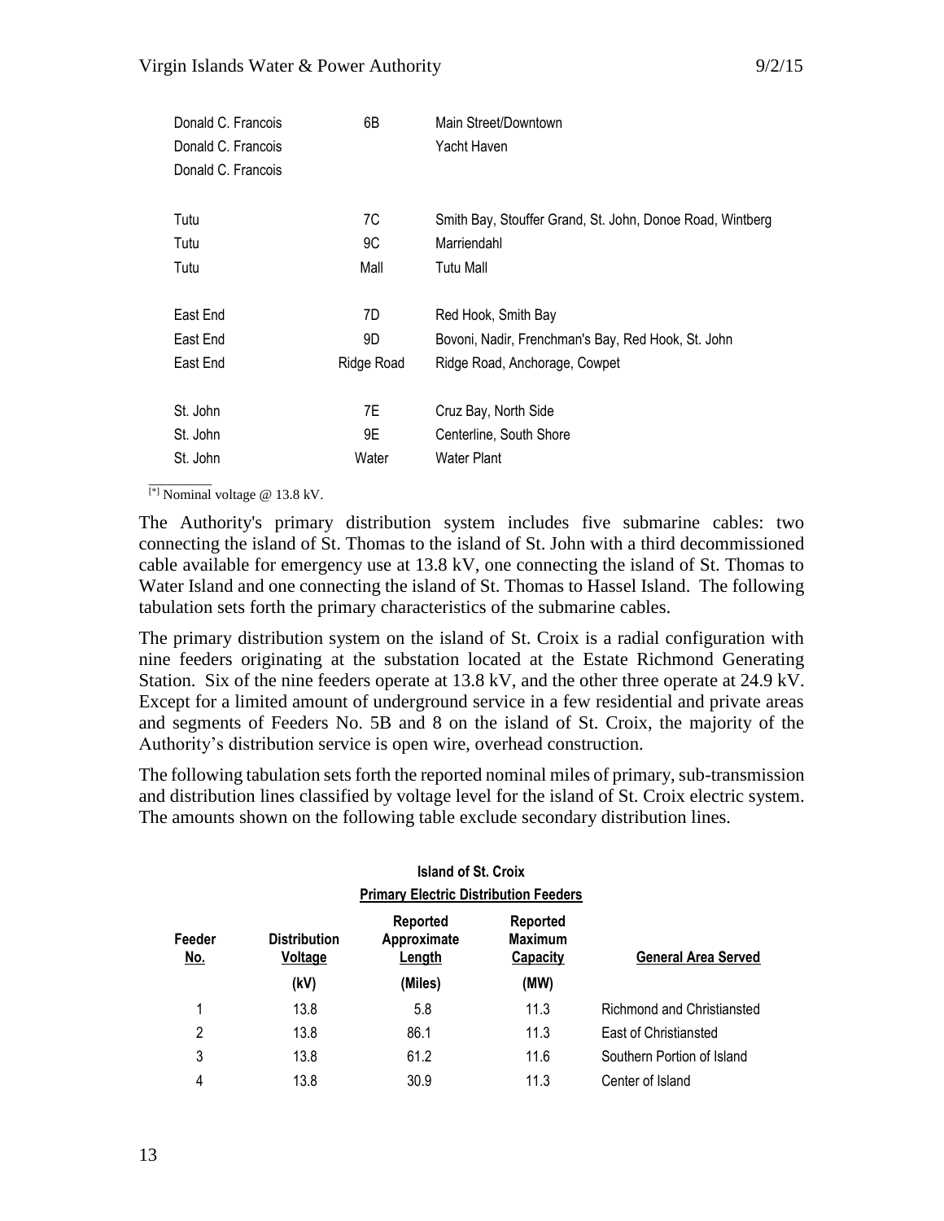| | | |
|---|---|---|
| Donald C. Francois | 6B | Main Street/Downtown |
| Donald C. Francois | | Yacht Haven |
| Donald C. Francois | | |
| | | |
| Tutu | 7C | Smith Bay, Stouffer Grand, St. John, Donoe Road, Wintberg |
| Tutu | 9C | Marriendahl |
| Tutu | Mall | Tutu Mall |
| | | |
| East End | 7D | Red Hook, Smith Bay |
| East End | 9D | Bovoni, Nadir, Frenchman's Bay, Red Hook, St. John |
| East End | Ridge Road | Ridge Road, Anchorage, Cowpet |
| | | |
| St. John | 7E | Cruz Bay, North Side |
| St. John | 9E | Centerline, South Shore |
| St. John | Water | Water Plant |

[*] Nominal voltage @ 13.8 kV.

The Authority's primary distribution system includes five submarine cables: two connecting the island of St. Thomas to the island of St. John with a third decommissioned cable available for emergency use at 13.8 kV, one connecting the island of St. Thomas to Water Island and one connecting the island of St. Thomas to Hassel Island. The following tabulation sets forth the primary characteristics of the submarine cables.

The primary distribution system on the island of St. Croix is a radial configuration with nine feeders originating at the substation located at the Estate Richmond Generating Station. Six of the nine feeders operate at 13.8 kV, and the other three operate at 24.9 kV. Except for a limited amount of underground service in a few residential and private areas and segments of Feeders No. 5B and 8 on the island of St. Croix, the majority of the Authority's distribution service is open wire, overhead construction.

The following tabulation sets forth the reported nominal miles of primary, sub-transmission and distribution lines classified by voltage level for the island of St. Croix electric system. The amounts shown on the following table exclude secondary distribution lines.

**Island of St. Croix**
**Primary Electric Distribution Feeders**

| Feeder No. | Distribution Voltage | Reported Approximate Length | Reported Maximum Capacity | General Area Served |
|---|---|---|---|---|
| | (kV) | (Miles) | (MW) | |
| 1 | 13.8 | 5.8 | 11.3 | Richmond and Christiansted |
| 2 | 13.8 | 86.1 | 11.3 | East of Christiansted |
| 3 | 13.8 | 61.2 | 11.6 | Southern Portion of Island |
| 4 | 13.8 | 30.9 | 11.3 | Center of Island |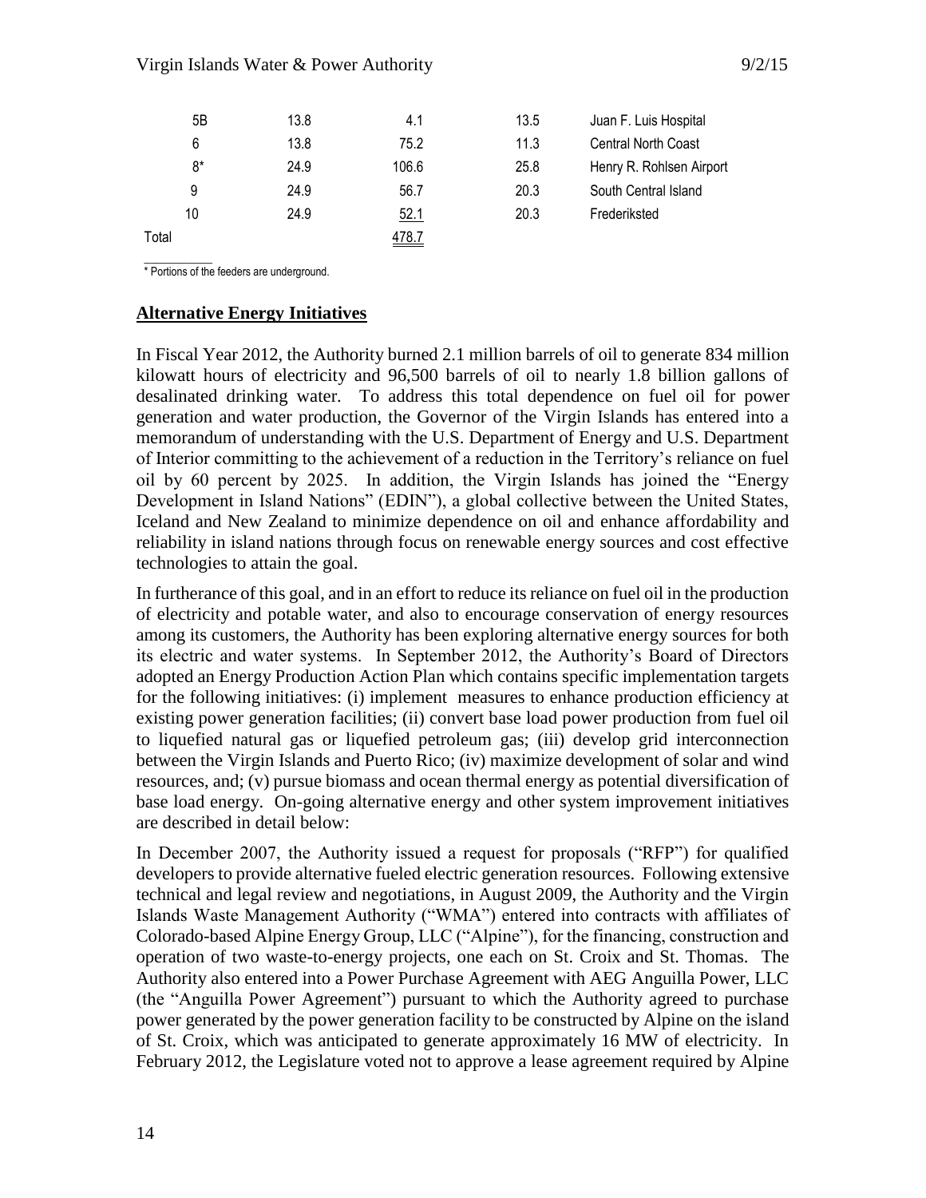| | | | | |
|---|---|---|---|---|
| 5B | 13.8 | 4.1 | 13.5 | Juan F. Luis Hospital |
| 6 | 13.8 | 75.2 | 11.3 | Central North Coast |
| 8* | 24.9 | 106.6 | 25.8 | Henry R. Rohlsen Airport |
| 9 | 24.9 | 56.7 | 20.3 | South Central Island |
| 10 | 24.9 | 52.1 | 20.3 | Frederiksted |
| Total | | 478.7 | | |

* Portions of the feeders are underground.

## Alternative Energy Initiatives

In Fiscal Year 2012, the Authority burned 2.1 million barrels of oil to generate 834 million kilowatt hours of electricity and 96,500 barrels of oil to nearly 1.8 billion gallons of desalinated drinking water. To address this total dependence on fuel oil for power generation and water production, the Governor of the Virgin Islands has entered into a memorandum of understanding with the U.S. Department of Energy and U.S. Department of Interior committing to the achievement of a reduction in the Territory's reliance on fuel oil by 60 percent by 2025. In addition, the Virgin Islands has joined the "Energy Development in Island Nations" (EDIN"), a global collective between the United States, Iceland and New Zealand to minimize dependence on oil and enhance affordability and reliability in island nations through focus on renewable energy sources and cost effective technologies to attain the goal.

In furtherance of this goal, and in an effort to reduce its reliance on fuel oil in the production of electricity and potable water, and also to encourage conservation of energy resources among its customers, the Authority has been exploring alternative energy sources for both its electric and water systems. In September 2012, the Authority's Board of Directors adopted an Energy Production Action Plan which contains specific implementation targets for the following initiatives: (i) implement measures to enhance production efficiency at existing power generation facilities; (ii) convert base load power production from fuel oil to liquefied natural gas or liquefied petroleum gas; (iii) develop grid interconnection between the Virgin Islands and Puerto Rico; (iv) maximize development of solar and wind resources, and; (v) pursue biomass and ocean thermal energy as potential diversification of base load energy. On-going alternative energy and other system improvement initiatives are described in detail below:

In December 2007, the Authority issued a request for proposals ("RFP") for qualified developers to provide alternative fueled electric generation resources. Following extensive technical and legal review and negotiations, in August 2009, the Authority and the Virgin Islands Waste Management Authority ("WMA") entered into contracts with affiliates of Colorado-based Alpine Energy Group, LLC ("Alpine"), for the financing, construction and operation of two waste-to-energy projects, one each on St. Croix and St. Thomas. The Authority also entered into a Power Purchase Agreement with AEG Anguilla Power, LLC (the "Anguilla Power Agreement") pursuant to which the Authority agreed to purchase power generated by the power generation facility to be constructed by Alpine on the island of St. Croix, which was anticipated to generate approximately 16 MW of electricity. In February 2012, the Legislature voted not to approve a lease agreement required by Alpine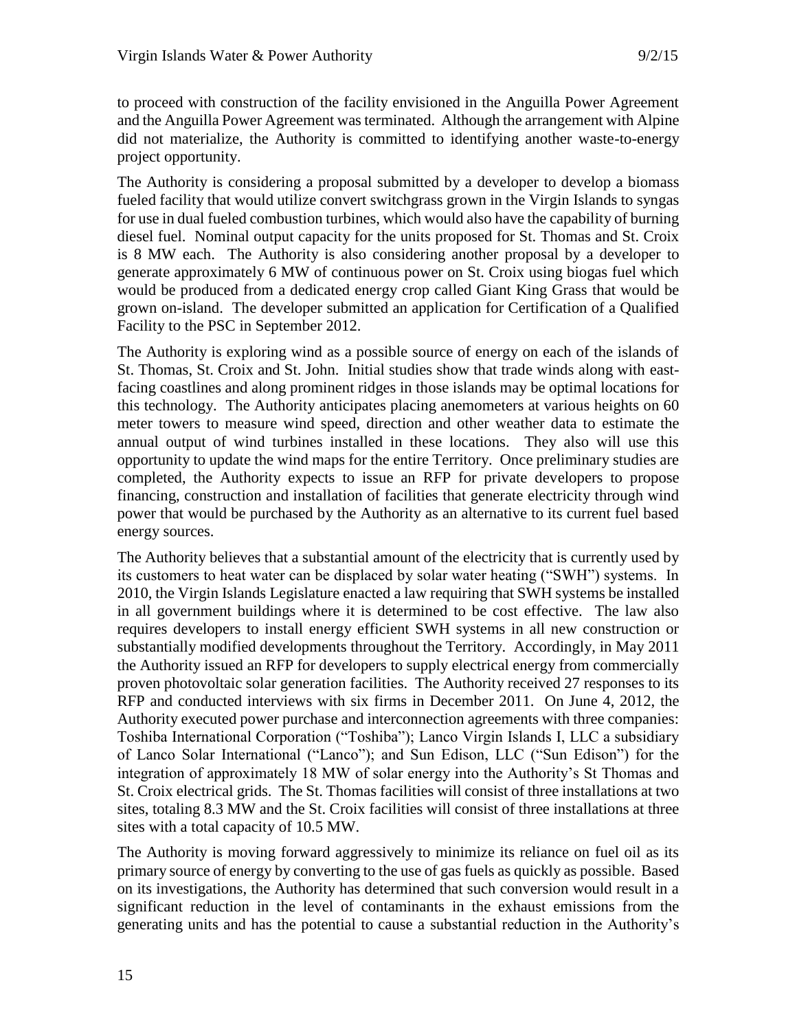to proceed with construction of the facility envisioned in the Anguilla Power Agreement and the Anguilla Power Agreement was terminated. Although the arrangement with Alpine did not materialize, the Authority is committed to identifying another waste-to-energy project opportunity.

The Authority is considering a proposal submitted by a developer to develop a biomass fueled facility that would utilize convert switchgrass grown in the Virgin Islands to syngas for use in dual fueled combustion turbines, which would also have the capability of burning diesel fuel. Nominal output capacity for the units proposed for St. Thomas and St. Croix is 8 MW each. The Authority is also considering another proposal by a developer to generate approximately 6 MW of continuous power on St. Croix using biogas fuel which would be produced from a dedicated energy crop called Giant King Grass that would be grown on-island. The developer submitted an application for Certification of a Qualified Facility to the PSC in September 2012.

The Authority is exploring wind as a possible source of energy on each of the islands of St. Thomas, St. Croix and St. John. Initial studies show that trade winds along with east-facing coastlines and along prominent ridges in those islands may be optimal locations for this technology. The Authority anticipates placing anemometers at various heights on 60 meter towers to measure wind speed, direction and other weather data to estimate the annual output of wind turbines installed in these locations. They also will use this opportunity to update the wind maps for the entire Territory. Once preliminary studies are completed, the Authority expects to issue an RFP for private developers to propose financing, construction and installation of facilities that generate electricity through wind power that would be purchased by the Authority as an alternative to its current fuel based energy sources.

The Authority believes that a substantial amount of the electricity that is currently used by its customers to heat water can be displaced by solar water heating ("SWH") systems. In 2010, the Virgin Islands Legislature enacted a law requiring that SWH systems be installed in all government buildings where it is determined to be cost effective. The law also requires developers to install energy efficient SWH systems in all new construction or substantially modified developments throughout the Territory. Accordingly, in May 2011 the Authority issued an RFP for developers to supply electrical energy from commercially proven photovoltaic solar generation facilities. The Authority received 27 responses to its RFP and conducted interviews with six firms in December 2011. On June 4, 2012, the Authority executed power purchase and interconnection agreements with three companies: Toshiba International Corporation ("Toshiba"); Lanco Virgin Islands I, LLC a subsidiary of Lanco Solar International ("Lanco"); and Sun Edison, LLC ("Sun Edison") for the integration of approximately 18 MW of solar energy into the Authority's St Thomas and St. Croix electrical grids. The St. Thomas facilities will consist of three installations at two sites, totaling 8.3 MW and the St. Croix facilities will consist of three installations at three sites with a total capacity of 10.5 MW.

The Authority is moving forward aggressively to minimize its reliance on fuel oil as its primary source of energy by converting to the use of gas fuels as quickly as possible. Based on its investigations, the Authority has determined that such conversion would result in a significant reduction in the level of contaminants in the exhaust emissions from the generating units and has the potential to cause a substantial reduction in the Authority's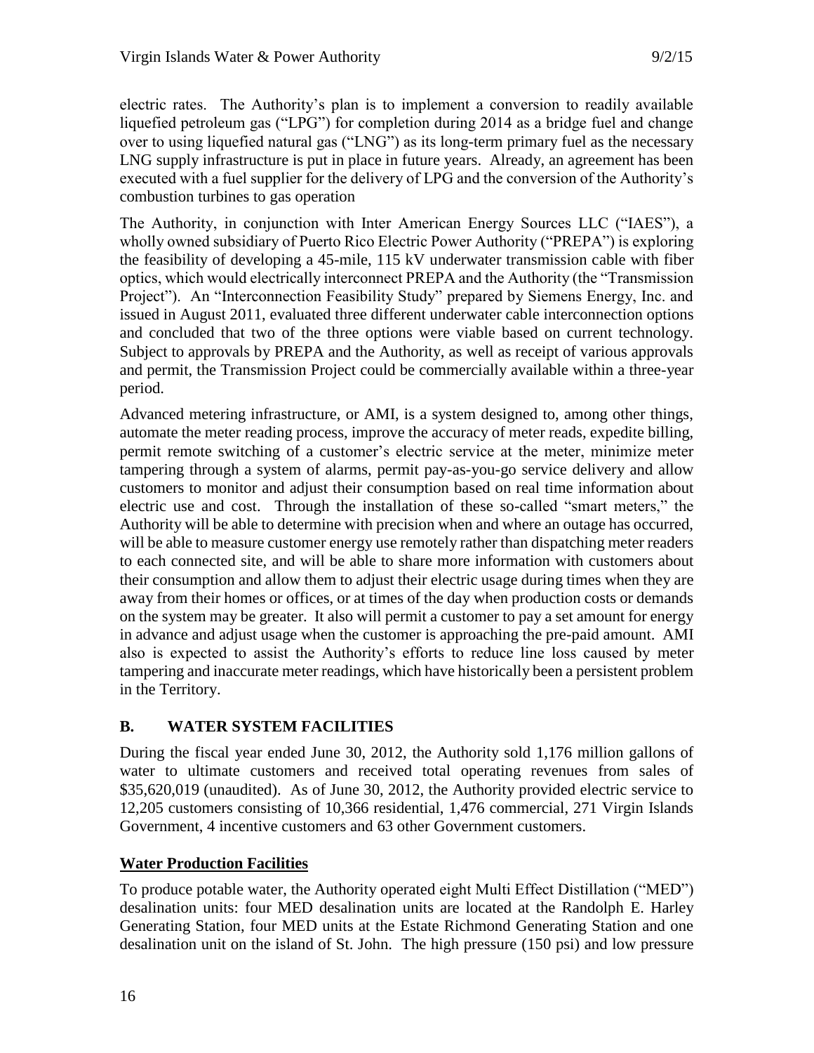electric rates. The Authority's plan is to implement a conversion to readily available liquefied petroleum gas ("LPG") for completion during 2014 as a bridge fuel and change over to using liquefied natural gas ("LNG") as its long-term primary fuel as the necessary LNG supply infrastructure is put in place in future years. Already, an agreement has been executed with a fuel supplier for the delivery of LPG and the conversion of the Authority's combustion turbines to gas operation

The Authority, in conjunction with Inter American Energy Sources LLC ("IAES"), a wholly owned subsidiary of Puerto Rico Electric Power Authority ("PREPA") is exploring the feasibility of developing a 45-mile, 115 kV underwater transmission cable with fiber optics, which would electrically interconnect PREPA and the Authority (the "Transmission Project"). An "Interconnection Feasibility Study" prepared by Siemens Energy, Inc. and issued in August 2011, evaluated three different underwater cable interconnection options and concluded that two of the three options were viable based on current technology. Subject to approvals by PREPA and the Authority, as well as receipt of various approvals and permit, the Transmission Project could be commercially available within a three-year period.

Advanced metering infrastructure, or AMI, is a system designed to, among other things, automate the meter reading process, improve the accuracy of meter reads, expedite billing, permit remote switching of a customer's electric service at the meter, minimize meter tampering through a system of alarms, permit pay-as-you-go service delivery and allow customers to monitor and adjust their consumption based on real time information about electric use and cost. Through the installation of these so-called "smart meters," the Authority will be able to determine with precision when and where an outage has occurred, will be able to measure customer energy use remotely rather than dispatching meter readers to each connected site, and will be able to share more information with customers about their consumption and allow them to adjust their electric usage during times when they are away from their homes or offices, or at times of the day when production costs or demands on the system may be greater. It also will permit a customer to pay a set amount for energy in advance and adjust usage when the customer is approaching the pre-paid amount. AMI also is expected to assist the Authority's efforts to reduce line loss caused by meter tampering and inaccurate meter readings, which have historically been a persistent problem in the Territory.

## B. WATER SYSTEM FACILITIES

During the fiscal year ended June 30, 2012, the Authority sold 1,176 million gallons of water to ultimate customers and received total operating revenues from sales of \$35,620,019 (unaudited). As of June 30, 2012, the Authority provided electric service to 12,205 customers consisting of 10,366 residential, 1,476 commercial, 271 Virgin Islands Government, 4 incentive customers and 63 other Government customers.

### Water Production Facilities

To produce potable water, the Authority operated eight Multi Effect Distillation ("MED") desalination units: four MED desalination units are located at the Randolph E. Harley Generating Station, four MED units at the Estate Richmond Generating Station and one desalination unit on the island of St. John. The high pressure (150 psi) and low pressure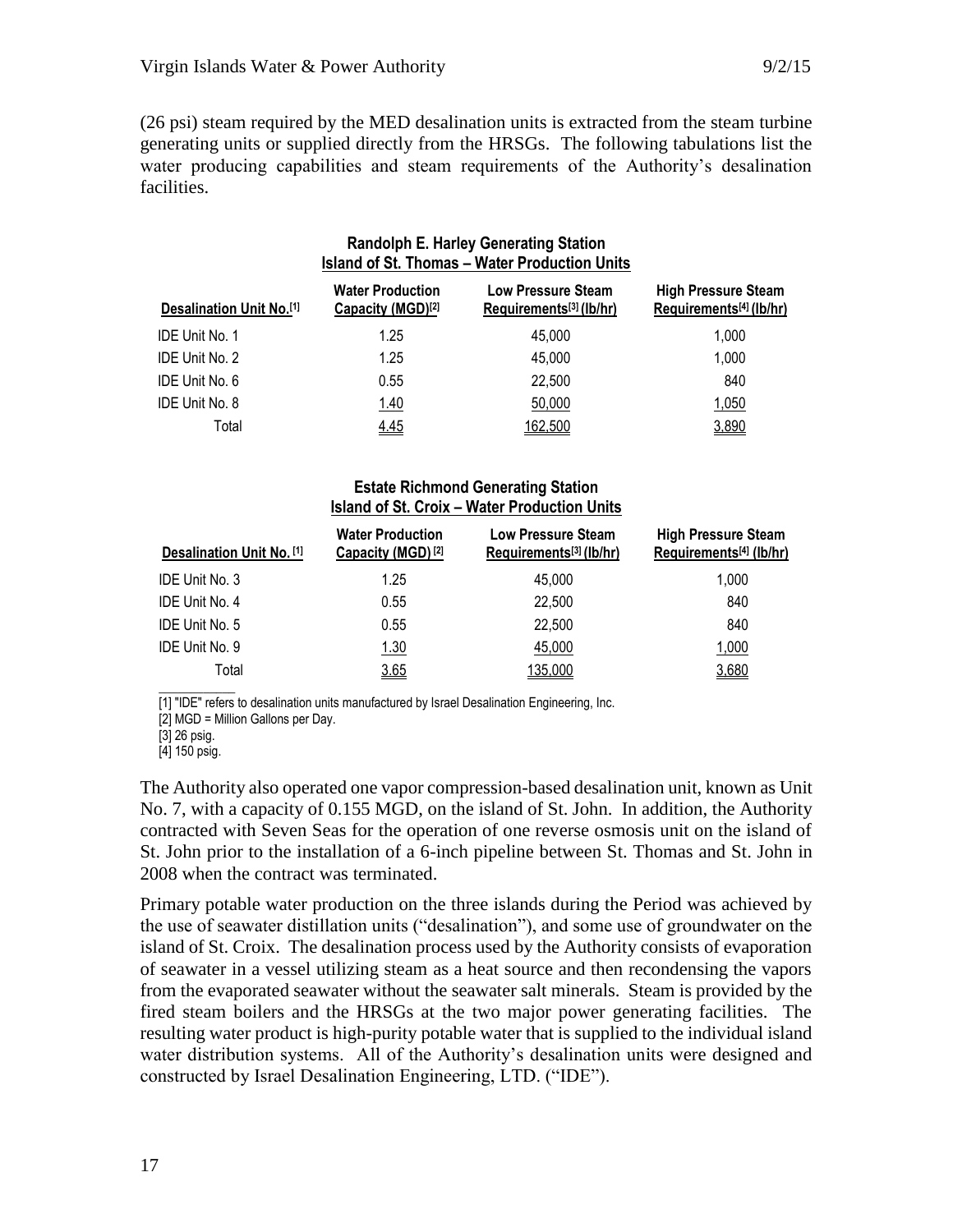(26 psi) steam required by the MED desalination units is extracted from the steam turbine generating units or supplied directly from the HRSGs. The following tabulations list the water producing capabilities and steam requirements of the Authority's desalination facilities.

**Randolph E. Harley Generating Station**
**Island of St. Thomas – Water Production Units**

| Desalination Unit No.[1] | Water Production Capacity (MGD)[2] | Low Pressure Steam Requirements[3] (lb/hr) | High Pressure Steam Requirements[4] (lb/hr) |
|---|---|---|---|
| IDE Unit No. 1 | 1.25 | 45,000 | 1,000 |
| IDE Unit No. 2 | 1.25 | 45,000 | 1,000 |
| IDE Unit No. 6 | 0.55 | 22,500 | 840 |
| IDE Unit No. 8 | 1.40 | 50,000 | 1,050 |
| Total | 4.45 | 162,500 | 3,890 |

**Estate Richmond Generating Station**
**Island of St. Croix – Water Production Units**

| Desalination Unit No. [1] | Water Production Capacity (MGD) [2] | Low Pressure Steam Requirements[3] (lb/hr) | High Pressure Steam Requirements[4] (lb/hr) |
|---|---|---|---|
| IDE Unit No. 3 | 1.25 | 45,000 | 1,000 |
| IDE Unit No. 4 | 0.55 | 22,500 | 840 |
| IDE Unit No. 5 | 0.55 | 22,500 | 840 |
| IDE Unit No. 9 | 1.30 | 45,000 | 1,000 |
| Total | 3.65 | 135,000 | 3,680 |

[1] "IDE" refers to desalination units manufactured by Israel Desalination Engineering, Inc.
[2] MGD = Million Gallons per Day.
[3] 26 psig.
[4] 150 psig.

The Authority also operated one vapor compression-based desalination unit, known as Unit No. 7, with a capacity of 0.155 MGD, on the island of St. John. In addition, the Authority contracted with Seven Seas for the operation of one reverse osmosis unit on the island of St. John prior to the installation of a 6-inch pipeline between St. Thomas and St. John in 2008 when the contract was terminated.

Primary potable water production on the three islands during the Period was achieved by the use of seawater distillation units ("desalination"), and some use of groundwater on the island of St. Croix. The desalination process used by the Authority consists of evaporation of seawater in a vessel utilizing steam as a heat source and then recondensing the vapors from the evaporated seawater without the seawater salt minerals. Steam is provided by the fired steam boilers and the HRSGs at the two major power generating facilities. The resulting water product is high-purity potable water that is supplied to the individual island water distribution systems. All of the Authority's desalination units were designed and constructed by Israel Desalination Engineering, LTD. ("IDE").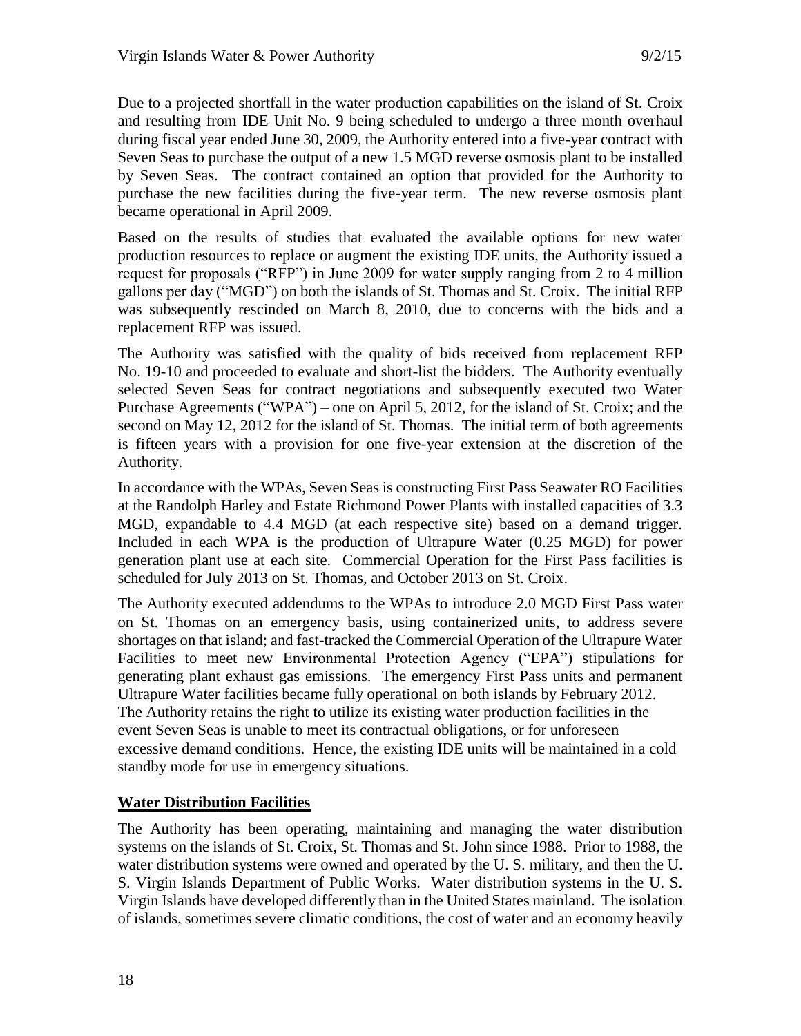Due to a projected shortfall in the water production capabilities on the island of St. Croix and resulting from IDE Unit No. 9 being scheduled to undergo a three month overhaul during fiscal year ended June 30, 2009, the Authority entered into a five-year contract with Seven Seas to purchase the output of a new 1.5 MGD reverse osmosis plant to be installed by Seven Seas. The contract contained an option that provided for the Authority to purchase the new facilities during the five-year term. The new reverse osmosis plant became operational in April 2009.

Based on the results of studies that evaluated the available options for new water production resources to replace or augment the existing IDE units, the Authority issued a request for proposals ("RFP") in June 2009 for water supply ranging from 2 to 4 million gallons per day ("MGD") on both the islands of St. Thomas and St. Croix. The initial RFP was subsequently rescinded on March 8, 2010, due to concerns with the bids and a replacement RFP was issued.

The Authority was satisfied with the quality of bids received from replacement RFP No. 19-10 and proceeded to evaluate and short-list the bidders. The Authority eventually selected Seven Seas for contract negotiations and subsequently executed two Water Purchase Agreements ("WPA") – one on April 5, 2012, for the island of St. Croix; and the second on May 12, 2012 for the island of St. Thomas. The initial term of both agreements is fifteen years with a provision for one five-year extension at the discretion of the Authority.

In accordance with the WPAs, Seven Seas is constructing First Pass Seawater RO Facilities at the Randolph Harley and Estate Richmond Power Plants with installed capacities of 3.3 MGD, expandable to 4.4 MGD (at each respective site) based on a demand trigger. Included in each WPA is the production of Ultrapure Water (0.25 MGD) for power generation plant use at each site. Commercial Operation for the First Pass facilities is scheduled for July 2013 on St. Thomas, and October 2013 on St. Croix.

The Authority executed addendums to the WPAs to introduce 2.0 MGD First Pass water on St. Thomas on an emergency basis, using containerized units, to address severe shortages on that island; and fast-tracked the Commercial Operation of the Ultrapure Water Facilities to meet new Environmental Protection Agency ("EPA") stipulations for generating plant exhaust gas emissions. The emergency First Pass units and permanent Ultrapure Water facilities became fully operational on both islands by February 2012. The Authority retains the right to utilize its existing water production facilities in the event Seven Seas is unable to meet its contractual obligations, or for unforeseen excessive demand conditions. Hence, the existing IDE units will be maintained in a cold standby mode for use in emergency situations.

## Water Distribution Facilities

The Authority has been operating, maintaining and managing the water distribution systems on the islands of St. Croix, St. Thomas and St. John since 1988. Prior to 1988, the water distribution systems were owned and operated by the U. S. military, and then the U. S. Virgin Islands Department of Public Works. Water distribution systems in the U. S. Virgin Islands have developed differently than in the United States mainland. The isolation of islands, sometimes severe climatic conditions, the cost of water and an economy heavily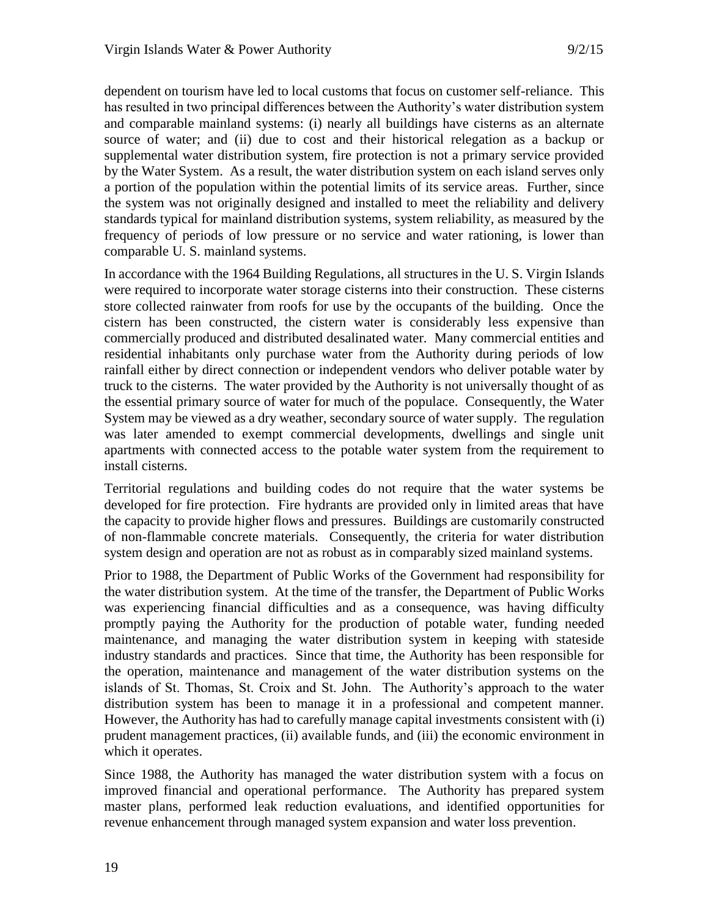dependent on tourism have led to local customs that focus on customer self-reliance. This has resulted in two principal differences between the Authority's water distribution system and comparable mainland systems: (i) nearly all buildings have cisterns as an alternate source of water; and (ii) due to cost and their historical relegation as a backup or supplemental water distribution system, fire protection is not a primary service provided by the Water System. As a result, the water distribution system on each island serves only a portion of the population within the potential limits of its service areas. Further, since the system was not originally designed and installed to meet the reliability and delivery standards typical for mainland distribution systems, system reliability, as measured by the frequency of periods of low pressure or no service and water rationing, is lower than comparable U. S. mainland systems.

In accordance with the 1964 Building Regulations, all structures in the U. S. Virgin Islands were required to incorporate water storage cisterns into their construction. These cisterns store collected rainwater from roofs for use by the occupants of the building. Once the cistern has been constructed, the cistern water is considerably less expensive than commercially produced and distributed desalinated water. Many commercial entities and residential inhabitants only purchase water from the Authority during periods of low rainfall either by direct connection or independent vendors who deliver potable water by truck to the cisterns. The water provided by the Authority is not universally thought of as the essential primary source of water for much of the populace. Consequently, the Water System may be viewed as a dry weather, secondary source of water supply. The regulation was later amended to exempt commercial developments, dwellings and single unit apartments with connected access to the potable water system from the requirement to install cisterns.

Territorial regulations and building codes do not require that the water systems be developed for fire protection. Fire hydrants are provided only in limited areas that have the capacity to provide higher flows and pressures. Buildings are customarily constructed of non-flammable concrete materials. Consequently, the criteria for water distribution system design and operation are not as robust as in comparably sized mainland systems.

Prior to 1988, the Department of Public Works of the Government had responsibility for the water distribution system. At the time of the transfer, the Department of Public Works was experiencing financial difficulties and as a consequence, was having difficulty promptly paying the Authority for the production of potable water, funding needed maintenance, and managing the water distribution system in keeping with stateside industry standards and practices. Since that time, the Authority has been responsible for the operation, maintenance and management of the water distribution systems on the islands of St. Thomas, St. Croix and St. John. The Authority's approach to the water distribution system has been to manage it in a professional and competent manner. However, the Authority has had to carefully manage capital investments consistent with (i) prudent management practices, (ii) available funds, and (iii) the economic environment in which it operates.

Since 1988, the Authority has managed the water distribution system with a focus on improved financial and operational performance. The Authority has prepared system master plans, performed leak reduction evaluations, and identified opportunities for revenue enhancement through managed system expansion and water loss prevention.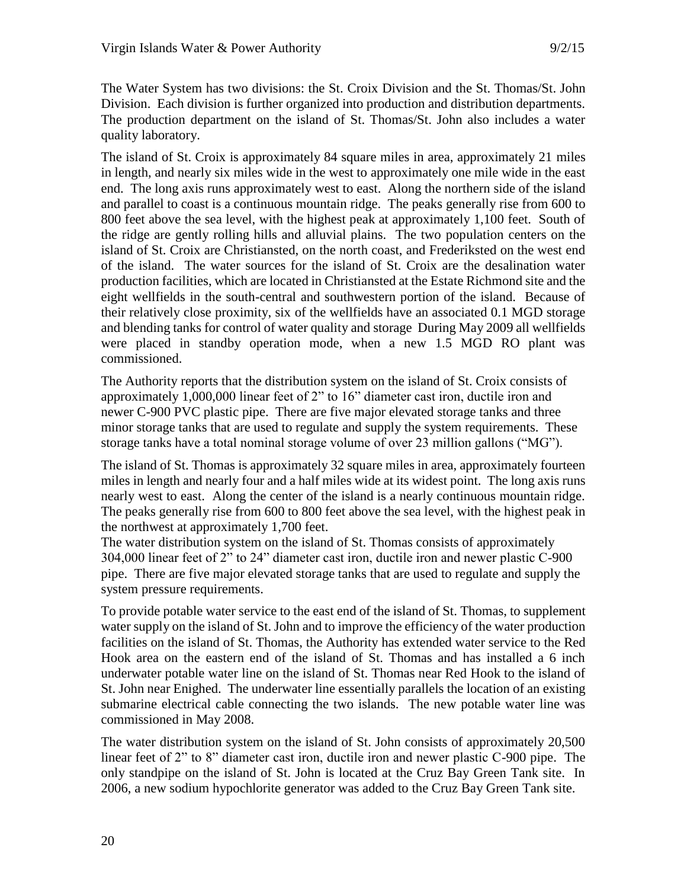The Water System has two divisions: the St. Croix Division and the St. Thomas/St. John Division. Each division is further organized into production and distribution departments. The production department on the island of St. Thomas/St. John also includes a water quality laboratory.

The island of St. Croix is approximately 84 square miles in area, approximately 21 miles in length, and nearly six miles wide in the west to approximately one mile wide in the east end. The long axis runs approximately west to east. Along the northern side of the island and parallel to coast is a continuous mountain ridge. The peaks generally rise from 600 to 800 feet above the sea level, with the highest peak at approximately 1,100 feet. South of the ridge are gently rolling hills and alluvial plains. The two population centers on the island of St. Croix are Christiansted, on the north coast, and Frederiksted on the west end of the island. The water sources for the island of St. Croix are the desalination water production facilities, which are located in Christiansted at the Estate Richmond site and the eight wellfields in the south-central and southwestern portion of the island. Because of their relatively close proximity, six of the wellfields have an associated 0.1 MGD storage and blending tanks for control of water quality and storage During May 2009 all wellfields were placed in standby operation mode, when a new 1.5 MGD RO plant was commissioned.

The Authority reports that the distribution system on the island of St. Croix consists of approximately 1,000,000 linear feet of 2" to 16" diameter cast iron, ductile iron and newer C-900 PVC plastic pipe. There are five major elevated storage tanks and three minor storage tanks that are used to regulate and supply the system requirements. These storage tanks have a total nominal storage volume of over 23 million gallons ("MG").

The island of St. Thomas is approximately 32 square miles in area, approximately fourteen miles in length and nearly four and a half miles wide at its widest point. The long axis runs nearly west to east. Along the center of the island is a nearly continuous mountain ridge. The peaks generally rise from 600 to 800 feet above the sea level, with the highest peak in the northwest at approximately 1,700 feet.

The water distribution system on the island of St. Thomas consists of approximately 304,000 linear feet of 2" to 24" diameter cast iron, ductile iron and newer plastic C-900 pipe. There are five major elevated storage tanks that are used to regulate and supply the system pressure requirements.

To provide potable water service to the east end of the island of St. Thomas, to supplement water supply on the island of St. John and to improve the efficiency of the water production facilities on the island of St. Thomas, the Authority has extended water service to the Red Hook area on the eastern end of the island of St. Thomas and has installed a 6 inch underwater potable water line on the island of St. Thomas near Red Hook to the island of St. John near Enighed. The underwater line essentially parallels the location of an existing submarine electrical cable connecting the two islands. The new potable water line was commissioned in May 2008.

The water distribution system on the island of St. John consists of approximately 20,500 linear feet of 2" to 8" diameter cast iron, ductile iron and newer plastic C-900 pipe. The only standpipe on the island of St. John is located at the Cruz Bay Green Tank site. In 2006, a new sodium hypochlorite generator was added to the Cruz Bay Green Tank site.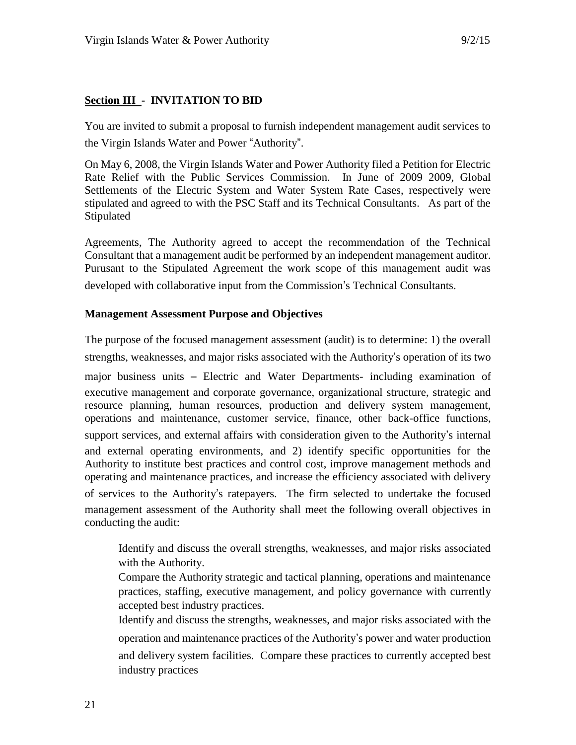## **Section III - INVITATION TO BID**

You are invited to submit a proposal to furnish independent management audit services to the Virgin Islands Water and Power "Authority".

On May 6, 2008, the Virgin Islands Water and Power Authority filed a Petition for Electric Rate Relief with the Public Services Commission. In June of 2009 2009, Global Settlements of the Electric System and Water System Rate Cases, respectively were stipulated and agreed to with the PSC Staff and its Technical Consultants. As part of the Stipulated

Agreements, The Authority agreed to accept the recommendation of the Technical Consultant that a management audit be performed by an independent management auditor. Purusant to the Stipulated Agreement the work scope of this management audit was developed with collaborative input from the Commission's Technical Consultants.

### **Management Assessment Purpose and Objectives**

The purpose of the focused management assessment (audit) is to determine: 1) the overall strengths, weaknesses, and major risks associated with the Authority's operation of its two major business units – Electric and Water Departments- including examination of executive management and corporate governance, organizational structure, strategic and resource planning, human resources, production and delivery system management, operations and maintenance, customer service, finance, other back-office functions, support services, and external affairs with consideration given to the Authority's internal and external operating environments, and 2) identify specific opportunities for the Authority to institute best practices and control cost, improve management methods and operating and maintenance practices, and increase the efficiency associated with delivery of services to the Authority's ratepayers. The firm selected to undertake the focused management assessment of the Authority shall meet the following overall objectives in conducting the audit:

Identify and discuss the overall strengths, weaknesses, and major risks associated with the Authority.

Compare the Authority strategic and tactical planning, operations and maintenance practices, staffing, executive management, and policy governance with currently accepted best industry practices.

Identify and discuss the strengths, weaknesses, and major risks associated with the operation and maintenance practices of the Authority's power and water production and delivery system facilities. Compare these practices to currently accepted best industry practices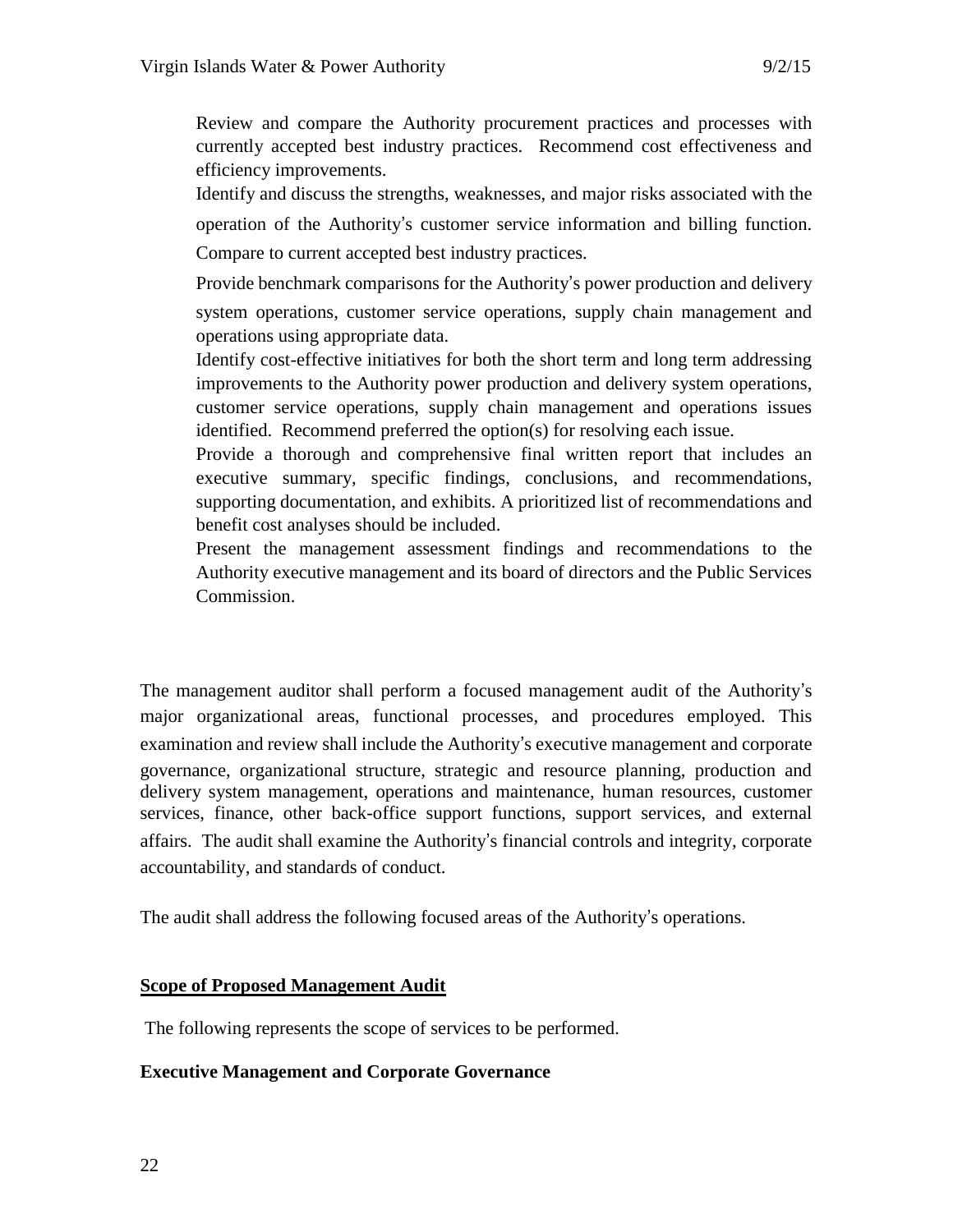Review and compare the Authority procurement practices and processes with currently accepted best industry practices. Recommend cost effectiveness and efficiency improvements.

Identify and discuss the strengths, weaknesses, and major risks associated with the operation of the Authority's customer service information and billing function. Compare to current accepted best industry practices.

Provide benchmark comparisons for the Authority's power production and delivery system operations, customer service operations, supply chain management and operations using appropriate data.

Identify cost-effective initiatives for both the short term and long term addressing improvements to the Authority power production and delivery system operations, customer service operations, supply chain management and operations issues identified. Recommend preferred the option(s) for resolving each issue.

Provide a thorough and comprehensive final written report that includes an executive summary, specific findings, conclusions, and recommendations, supporting documentation, and exhibits. A prioritized list of recommendations and benefit cost analyses should be included.

Present the management assessment findings and recommendations to the Authority executive management and its board of directors and the Public Services Commission.

The management auditor shall perform a focused management audit of the Authority's major organizational areas, functional processes, and procedures employed. This examination and review shall include the Authority's executive management and corporate governance, organizational structure, strategic and resource planning, production and delivery system management, operations and maintenance, human resources, customer services, finance, other back-office support functions, support services, and external affairs. The audit shall examine the Authority's financial controls and integrity, corporate accountability, and standards of conduct.

The audit shall address the following focused areas of the Authority's operations.

**Scope of Proposed Management Audit**

The following represents the scope of services to be performed.

**Executive Management and Corporate Governance**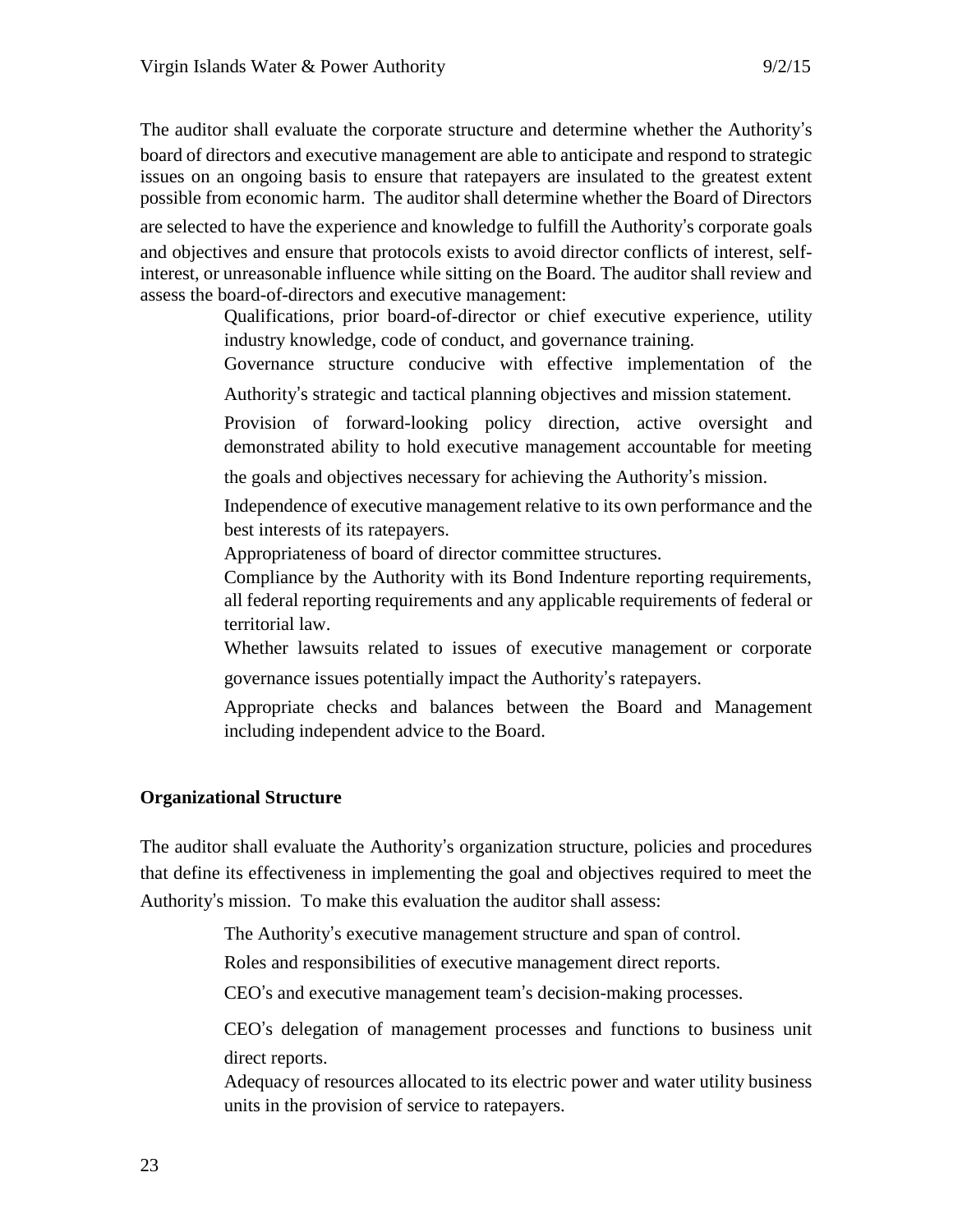The auditor shall evaluate the corporate structure and determine whether the Authority's board of directors and executive management are able to anticipate and respond to strategic issues on an ongoing basis to ensure that ratepayers are insulated to the greatest extent possible from economic harm. The auditor shall determine whether the Board of Directors are selected to have the experience and knowledge to fulfill the Authority's corporate goals and objectives and ensure that protocols exists to avoid director conflicts of interest, self-interest, or unreasonable influence while sitting on the Board. The auditor shall review and assess the board-of-directors and executive management:

- Qualifications, prior board-of-director or chief executive experience, utility industry knowledge, code of conduct, and governance training.
- Governance structure conducive with effective implementation of the Authority's strategic and tactical planning objectives and mission statement.
- Provision of forward-looking policy direction, active oversight and demonstrated ability to hold executive management accountable for meeting the goals and objectives necessary for achieving the Authority's mission.
- Independence of executive management relative to its own performance and the best interests of its ratepayers.
- Appropriateness of board of director committee structures.
- Compliance by the Authority with its Bond Indenture reporting requirements, all federal reporting requirements and any applicable requirements of federal or territorial law.
- Whether lawsuits related to issues of executive management or corporate governance issues potentially impact the Authority's ratepayers.
- Appropriate checks and balances between the Board and Management including independent advice to the Board.

**Organizational Structure**

The auditor shall evaluate the Authority's organization structure, policies and procedures that define its effectiveness in implementing the goal and objectives required to meet the Authority's mission. To make this evaluation the auditor shall assess:

- The Authority's executive management structure and span of control.
- Roles and responsibilities of executive management direct reports.
- CEO's and executive management team's decision-making processes.
- CEO's delegation of management processes and functions to business unit direct reports.
- Adequacy of resources allocated to its electric power and water utility business units in the provision of service to ratepayers.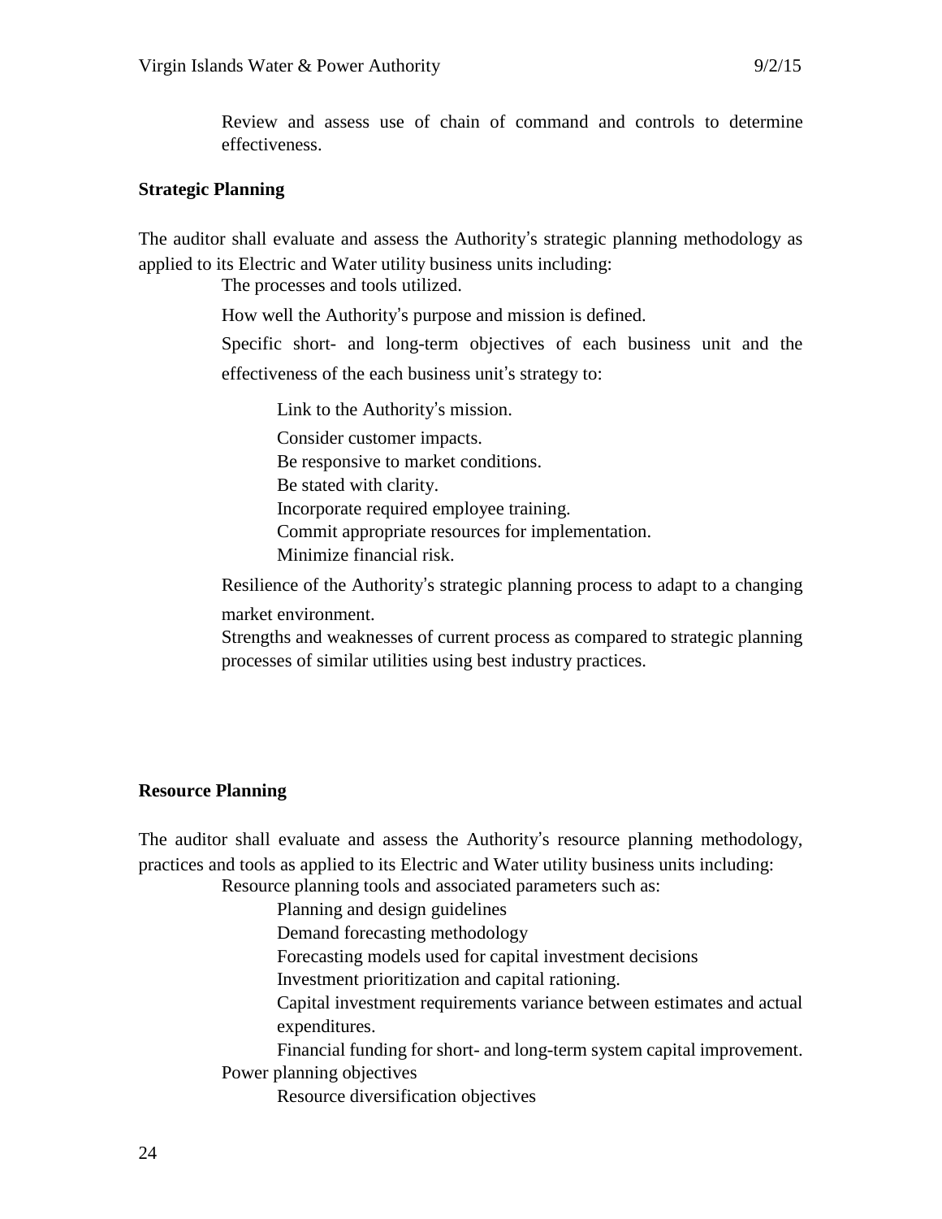Review and assess use of chain of command and controls to determine effectiveness.

**Strategic Planning**

The auditor shall evaluate and assess the Authority's strategic planning methodology as applied to its Electric and Water utility business units including:

- The processes and tools utilized.
- How well the Authority's purpose and mission is defined.
- Specific short- and long-term objectives of each business unit and the effectiveness of the each business unit's strategy to:
  - Link to the Authority's mission.
  - Consider customer impacts.
  - Be responsive to market conditions.
  - Be stated with clarity.
  - Incorporate required employee training.
  - Commit appropriate resources for implementation.
  - Minimize financial risk.
- Resilience of the Authority's strategic planning process to adapt to a changing market environment.
- Strengths and weaknesses of current process as compared to strategic planning processes of similar utilities using best industry practices.

**Resource Planning**

The auditor shall evaluate and assess the Authority's resource planning methodology, practices and tools as applied to its Electric and Water utility business units including:

- Resource planning tools and associated parameters such as:
  - Planning and design guidelines
  - Demand forecasting methodology
  - Forecasting models used for capital investment decisions
  - Investment prioritization and capital rationing.
  - Capital investment requirements variance between estimates and actual expenditures.
  - Financial funding for short- and long-term system capital improvement.
- Power planning objectives
  - Resource diversification objectives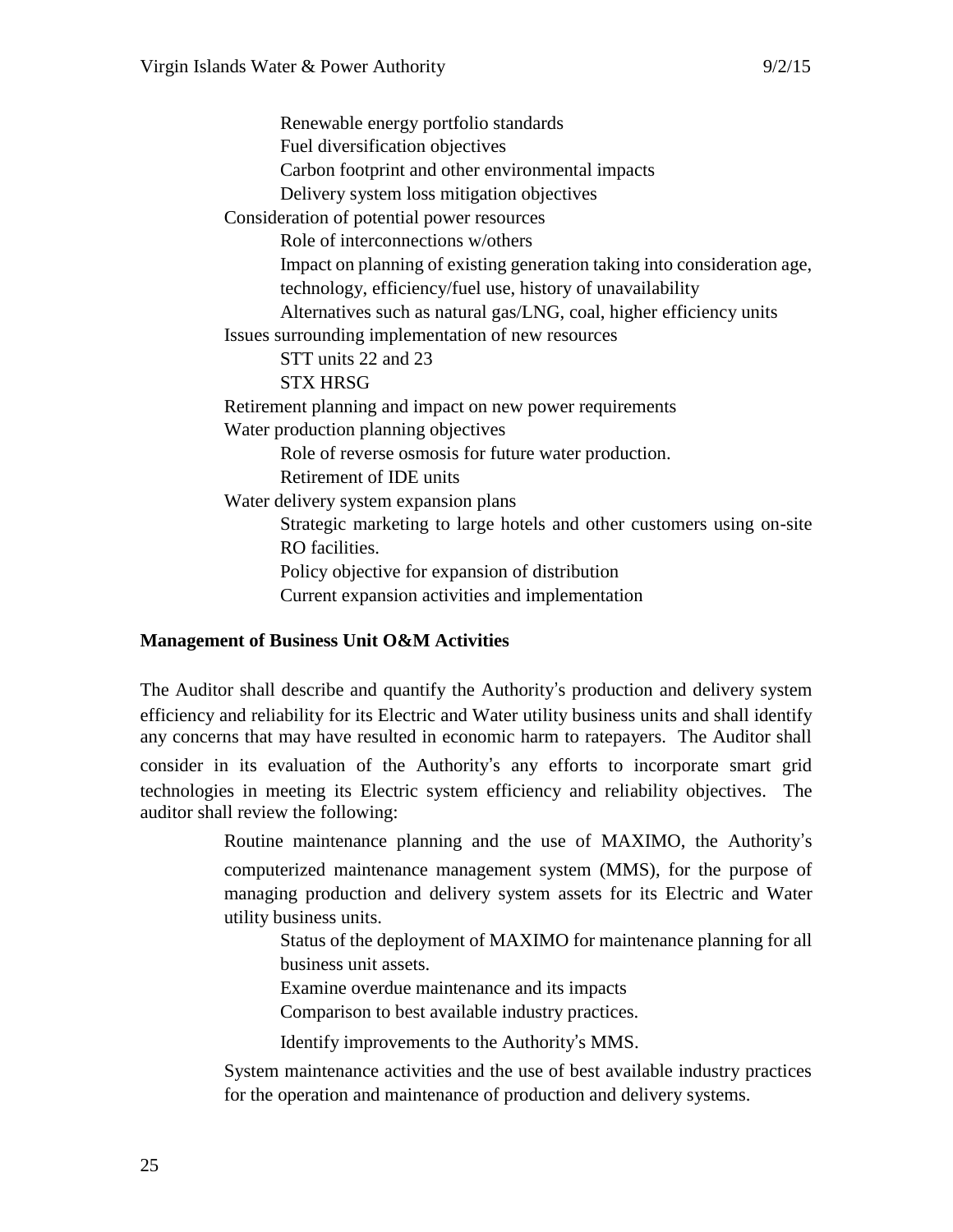- Renewable energy portfolio standards
- Fuel diversification objectives
- Carbon footprint and other environmental impacts
- Delivery system loss mitigation objectives

Consideration of potential power resources

- Role of interconnections w/others
- Impact on planning of existing generation taking into consideration age, technology, efficiency/fuel use, history of unavailability
- Alternatives such as natural gas/LNG, coal, higher efficiency units

Issues surrounding implementation of new resources

- STT units 22 and 23
- STX HRSG

Retirement planning and impact on new power requirements

Water production planning objectives

- Role of reverse osmosis for future water production.
- Retirement of IDE units

Water delivery system expansion plans

- Strategic marketing to large hotels and other customers using on-site RO facilities.
- Policy objective for expansion of distribution
- Current expansion activities and implementation

**Management of Business Unit O&M Activities**

The Auditor shall describe and quantify the Authority's production and delivery system efficiency and reliability for its Electric and Water utility business units and shall identify any concerns that may have resulted in economic harm to ratepayers. The Auditor shall consider in its evaluation of the Authority's any efforts to incorporate smart grid technologies in meeting its Electric system efficiency and reliability objectives. The auditor shall review the following:

Routine maintenance planning and the use of MAXIMO, the Authority's computerized maintenance management system (MMS), for the purpose of managing production and delivery system assets for its Electric and Water utility business units.

- Status of the deployment of MAXIMO for maintenance planning for all business unit assets.
- Examine overdue maintenance and its impacts
- Comparison to best available industry practices.
- Identify improvements to the Authority's MMS.

System maintenance activities and the use of best available industry practices for the operation and maintenance of production and delivery systems.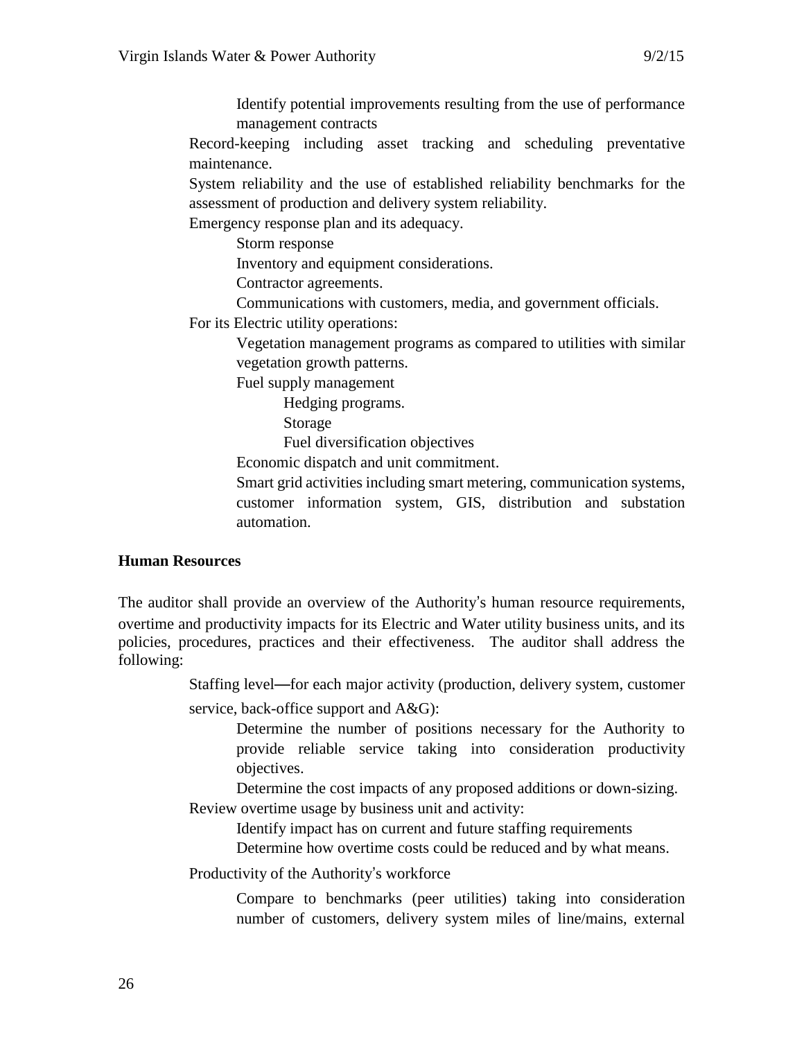- Identify potential improvements resulting from the use of performance management contracts
- Record-keeping including asset tracking and scheduling preventative maintenance.
- System reliability and the use of established reliability benchmarks for the assessment of production and delivery system reliability.
- Emergency response plan and its adequacy.
    - Storm response
    - Inventory and equipment considerations.
    - Contractor agreements.
    - Communications with customers, media, and government officials.
- For its Electric utility operations:
    - Vegetation management programs as compared to utilities with similar vegetation growth patterns.
    - Fuel supply management
        - Hedging programs.
        - Storage
        - Fuel diversification objectives
    - Economic dispatch and unit commitment.
    - Smart grid activities including smart metering, communication systems, customer information system, GIS, distribution and substation automation.

**Human Resources**

The auditor shall provide an overview of the Authority's human resource requirements, overtime and productivity impacts for its Electric and Water utility business units, and its policies, procedures, practices and their effectiveness. The auditor shall address the following:

- Staffing level—for each major activity (production, delivery system, customer service, back-office support and A&G):
    - Determine the number of positions necessary for the Authority to provide reliable service taking into consideration productivity objectives.
    - Determine the cost impacts of any proposed additions or down-sizing.
- Review overtime usage by business unit and activity:
    - Identify impact has on current and future staffing requirements
    - Determine how overtime costs could be reduced and by what means.
- Productivity of the Authority's workforce
    - Compare to benchmarks (peer utilities) taking into consideration number of customers, delivery system miles of line/mains, external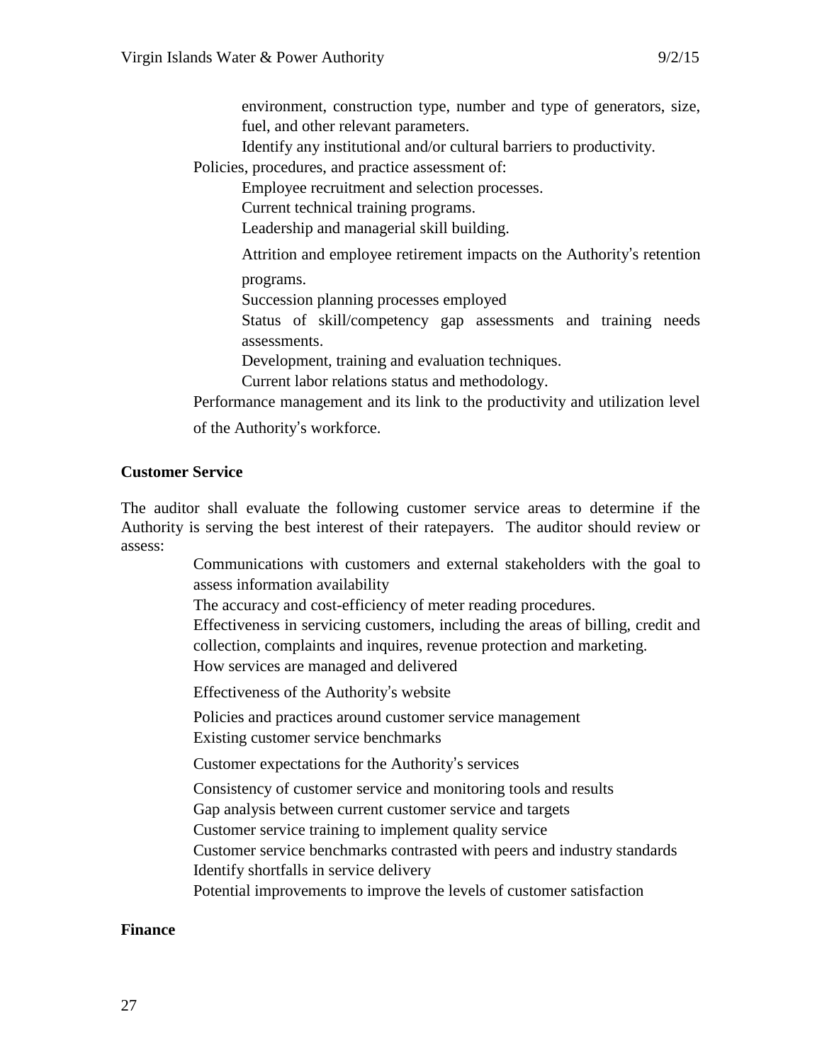- environment, construction type, number and type of generators, size, fuel, and other relevant parameters.
- Identify any institutional and/or cultural barriers to productivity.

Policies, procedures, and practice assessment of:

- Employee recruitment and selection processes.
- Current technical training programs.
- Leadership and managerial skill building.
- Attrition and employee retirement impacts on the Authority's retention programs.
- Succession planning processes employed
- Status of skill/competency gap assessments and training needs assessments.
- Development, training and evaluation techniques.
- Current labor relations status and methodology.

Performance management and its link to the productivity and utilization level of the Authority's workforce.

**Customer Service**

The auditor shall evaluate the following customer service areas to determine if the Authority is serving the best interest of their ratepayers. The auditor should review or assess:

- Communications with customers and external stakeholders with the goal to assess information availability
- The accuracy and cost-efficiency of meter reading procedures.
- Effectiveness in servicing customers, including the areas of billing, credit and collection, complaints and inquires, revenue protection and marketing.
- How services are managed and delivered
- Effectiveness of the Authority's website
- Policies and practices around customer service management
- Existing customer service benchmarks
- Customer expectations for the Authority's services
- Consistency of customer service and monitoring tools and results
- Gap analysis between current customer service and targets
- Customer service training to implement quality service
- Customer service benchmarks contrasted with peers and industry standards
- Identify shortfalls in service delivery
- Potential improvements to improve the levels of customer satisfaction

**Finance**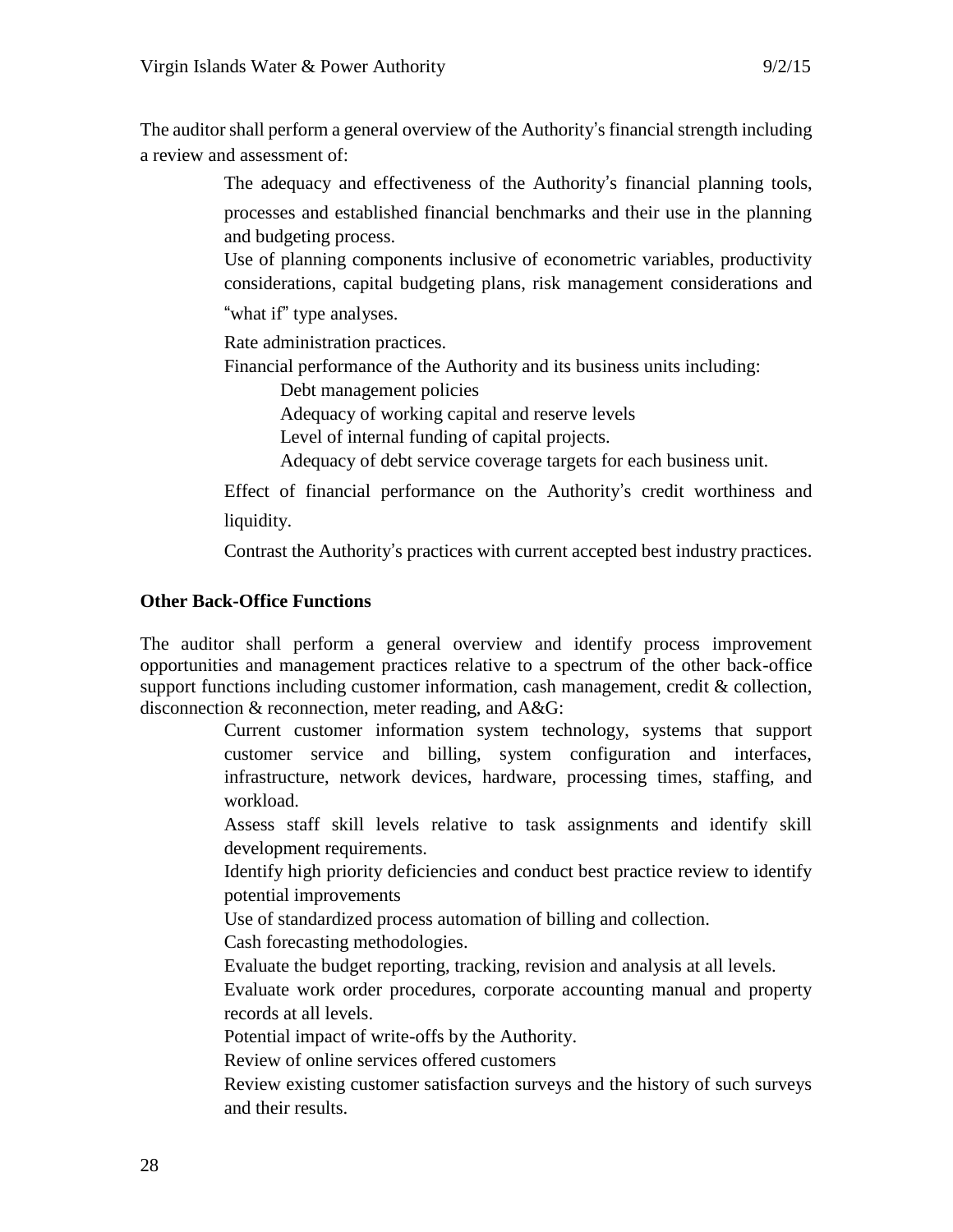The auditor shall perform a general overview of the Authority's financial strength including a review and assessment of:

- The adequacy and effectiveness of the Authority's financial planning tools, processes and established financial benchmarks and their use in the planning and budgeting process.
- Use of planning components inclusive of econometric variables, productivity considerations, capital budgeting plans, risk management considerations and "what if" type analyses.
- Rate administration practices.
- Financial performance of the Authority and its business units including:
  - Debt management policies
  - Adequacy of working capital and reserve levels
  - Level of internal funding of capital projects.
  - Adequacy of debt service coverage targets for each business unit.
- Effect of financial performance on the Authority's credit worthiness and liquidity.
- Contrast the Authority's practices with current accepted best industry practices.

**Other Back-Office Functions**

The auditor shall perform a general overview and identify process improvement opportunities and management practices relative to a spectrum of the other back-office support functions including customer information, cash management, credit & collection, disconnection & reconnection, meter reading, and A&G:

- Current customer information system technology, systems that support customer service and billing, system configuration and interfaces, infrastructure, network devices, hardware, processing times, staffing, and workload.
- Assess staff skill levels relative to task assignments and identify skill development requirements.
- Identify high priority deficiencies and conduct best practice review to identify potential improvements
- Use of standardized process automation of billing and collection.
- Cash forecasting methodologies.
- Evaluate the budget reporting, tracking, revision and analysis at all levels.
- Evaluate work order procedures, corporate accounting manual and property records at all levels.
- Potential impact of write-offs by the Authority.
- Review of online services offered customers
- Review existing customer satisfaction surveys and the history of such surveys and their results.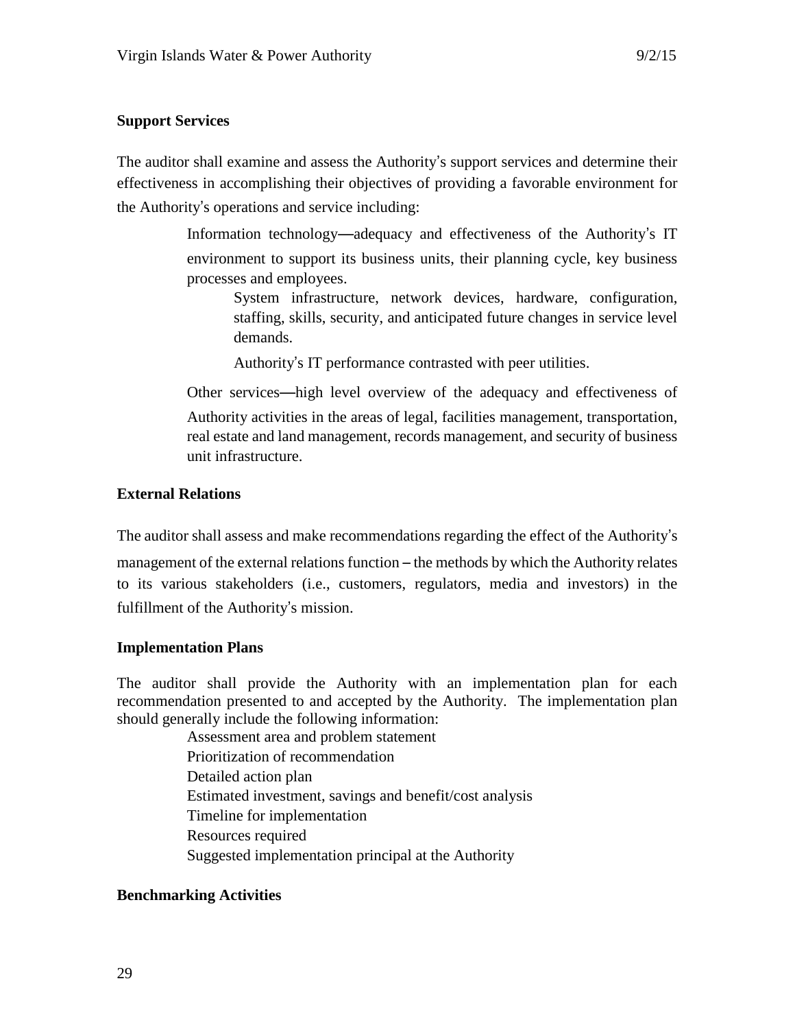**Support Services**

The auditor shall examine and assess the Authority's support services and determine their effectiveness in accomplishing their objectives of providing a favorable environment for the Authority's operations and service including:

- Information technology—adequacy and effectiveness of the Authority's IT environment to support its business units, their planning cycle, key business processes and employees.
  - System infrastructure, network devices, hardware, configuration, staffing, skills, security, and anticipated future changes in service level demands.
  - Authority's IT performance contrasted with peer utilities.
- Other services—high level overview of the adequacy and effectiveness of Authority activities in the areas of legal, facilities management, transportation, real estate and land management, records management, and security of business unit infrastructure.

**External Relations**

The auditor shall assess and make recommendations regarding the effect of the Authority's management of the external relations function – the methods by which the Authority relates to its various stakeholders (i.e., customers, regulators, media and investors) in the fulfillment of the Authority's mission.

**Implementation Plans**

The auditor shall provide the Authority with an implementation plan for each recommendation presented to and accepted by the Authority. The implementation plan should generally include the following information:

- Assessment area and problem statement
- Prioritization of recommendation
- Detailed action plan
- Estimated investment, savings and benefit/cost analysis
- Timeline for implementation
- Resources required
- Suggested implementation principal at the Authority

**Benchmarking Activities**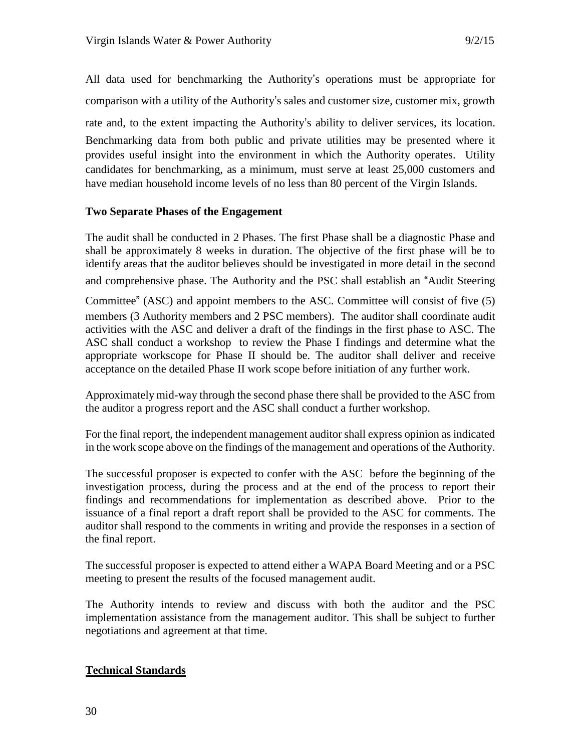All data used for benchmarking the Authority's operations must be appropriate for comparison with a utility of the Authority's sales and customer size, customer mix, growth rate and, to the extent impacting the Authority's ability to deliver services, its location. Benchmarking data from both public and private utilities may be presented where it provides useful insight into the environment in which the Authority operates. Utility candidates for benchmarking, as a minimum, must serve at least 25,000 customers and have median household income levels of no less than 80 percent of the Virgin Islands.

**Two Separate Phases of the Engagement**

The audit shall be conducted in 2 Phases. The first Phase shall be a diagnostic Phase and shall be approximately 8 weeks in duration. The objective of the first phase will be to identify areas that the auditor believes should be investigated in more detail in the second and comprehensive phase. The Authority and the PSC shall establish an "Audit Steering Committee" (ASC) and appoint members to the ASC. Committee will consist of five (5) members (3 Authority members and 2 PSC members). The auditor shall coordinate audit activities with the ASC and deliver a draft of the findings in the first phase to ASC. The ASC shall conduct a workshop to review the Phase I findings and determine what the appropriate workscope for Phase II should be. The auditor shall deliver and receive acceptance on the detailed Phase II work scope before initiation of any further work.

Approximately mid-way through the second phase there shall be provided to the ASC from the auditor a progress report and the ASC shall conduct a further workshop.

For the final report, the independent management auditor shall express opinion as indicated in the work scope above on the findings of the management and operations of the Authority.

The successful proposer is expected to confer with the ASC before the beginning of the investigation process, during the process and at the end of the process to report their findings and recommendations for implementation as described above. Prior to the issuance of a final report a draft report shall be provided to the ASC for comments. The auditor shall respond to the comments in writing and provide the responses in a section of the final report.

The successful proposer is expected to attend either a WAPA Board Meeting and or a PSC meeting to present the results of the focused management audit.

The Authority intends to review and discuss with both the auditor and the PSC implementation assistance from the management auditor. This shall be subject to further negotiations and agreement at that time.

**Technical Standards**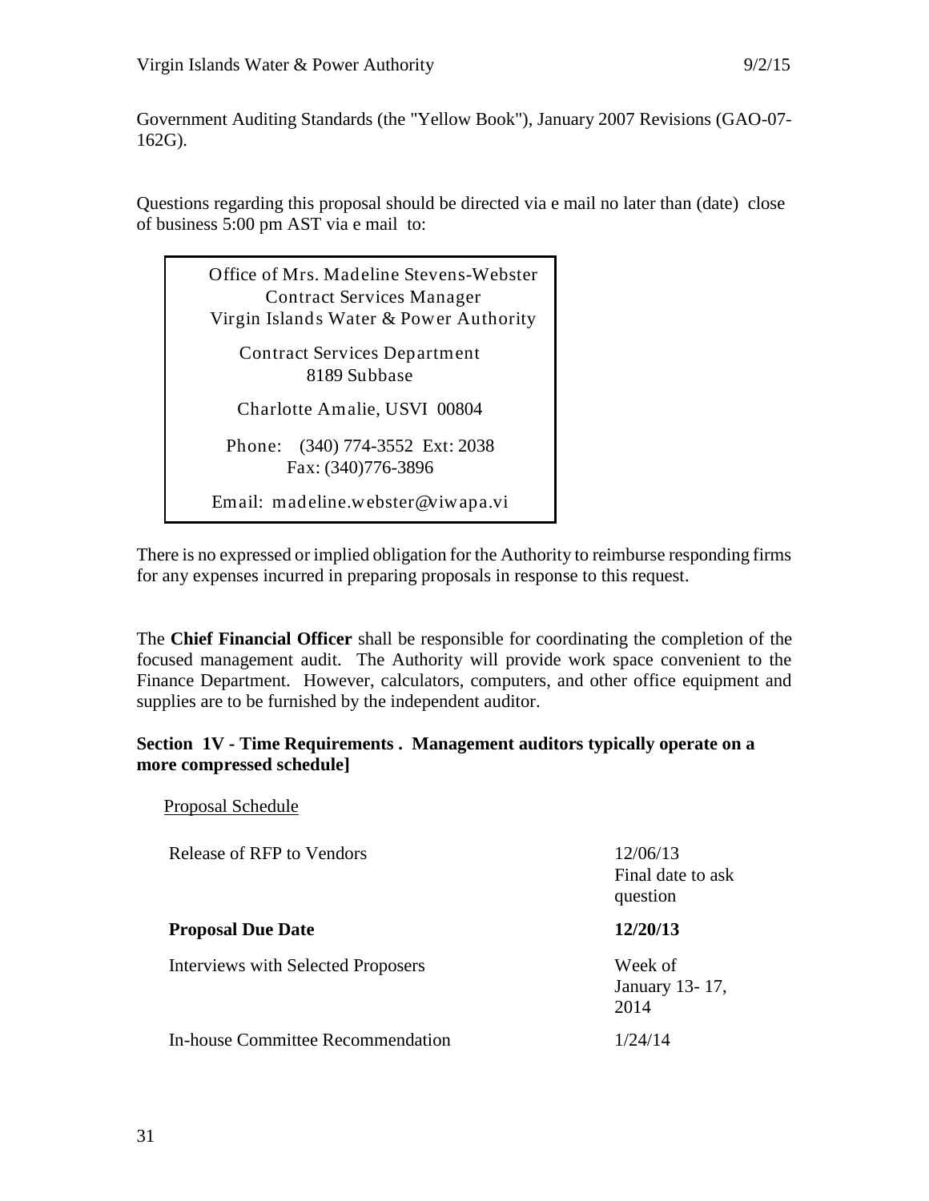Government Auditing Standards (the "Yellow Book"), January 2007 Revisions (GAO-07-162G).

Questions regarding this proposal should be directed via e mail no later than (date) close of business 5:00 pm AST via e mail to:

> Office of Mrs. Madeline Stevens-Webster
> Contract Services Manager
> Virgin Islands Water & Power Authority
>
> Contract Services Department
> 8189 Subbase
>
> Charlotte Amalie, USVI 00804
>
> Phone: (340) 774-3552 Ext: 2038
> Fax: (340)776-3896
>
> Email: madeline.webster@viwapa.vi

There is no expressed or implied obligation for the Authority to reimburse responding firms for any expenses incurred in preparing proposals in response to this request.

The **Chief Financial Officer** shall be responsible for coordinating the completion of the focused management audit. The Authority will provide work space convenient to the Finance Department. However, calculators, computers, and other office equipment and supplies are to be furnished by the independent auditor.

**Section 1V - Time Requirements . Management auditors typically operate on a more compressed schedule]**

Proposal Schedule

| | |
|---|---|
| Release of RFP to Vendors | 12/06/13<br>Final date to ask question |
| **Proposal Due Date** | **12/20/13** |
| Interviews with Selected Proposers | Week of January 13- 17, 2014 |
| In-house Committee Recommendation | 1/24/14 |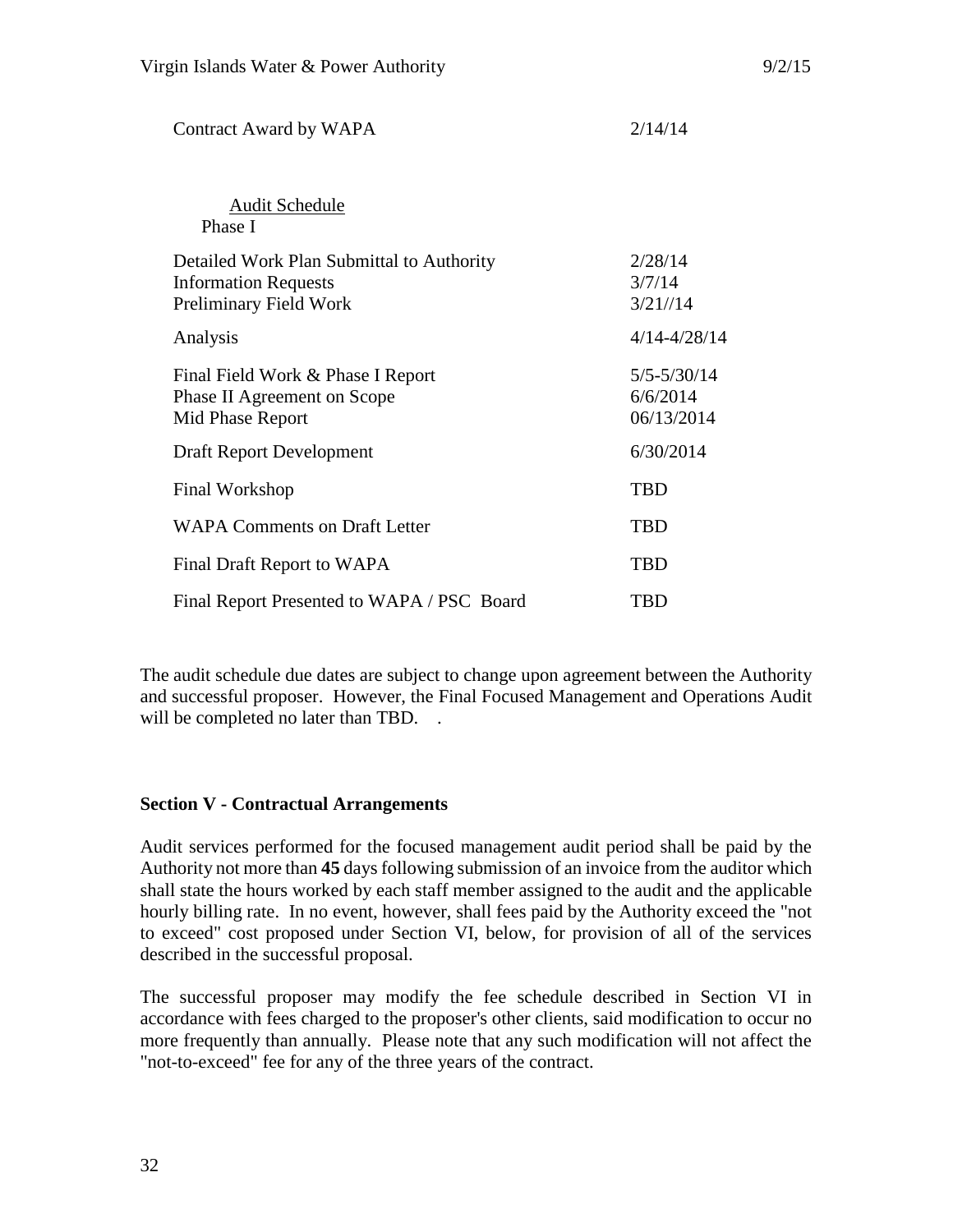| | |
|---|---|
| Contract Award by WAPA | 2/14/14 |

<u>Audit Schedule</u>
Phase I

| | |
|---|---|
| Detailed Work Plan Submittal to Authority | 2/28/14 |
| Information Requests | 3/7/14 |
| Preliminary Field Work | 3/21//14 |
| Analysis | 4/14-4/28/14 |
| Final Field Work & Phase I Report | 5/5-5/30/14 |
| Phase II Agreement on Scope | 6/6/2014 |
| Mid Phase Report | 06/13/2014 |
| Draft Report Development | 6/30/2014 |
| Final Workshop | TBD |
| WAPA Comments on Draft Letter | TBD |
| Final Draft Report to WAPA | TBD |
| Final Report Presented to WAPA / PSC Board | TBD |

The audit schedule due dates are subject to change upon agreement between the Authority and successful proposer. However, the Final Focused Management and Operations Audit will be completed no later than TBD. .

**Section V - Contractual Arrangements**

Audit services performed for the focused management audit period shall be paid by the Authority not more than **45** days following submission of an invoice from the auditor which shall state the hours worked by each staff member assigned to the audit and the applicable hourly billing rate. In no event, however, shall fees paid by the Authority exceed the "not to exceed" cost proposed under Section VI, below, for provision of all of the services described in the successful proposal.

The successful proposer may modify the fee schedule described in Section VI in accordance with fees charged to the proposer's other clients, said modification to occur no more frequently than annually. Please note that any such modification will not affect the "not-to-exceed" fee for any of the three years of the contract.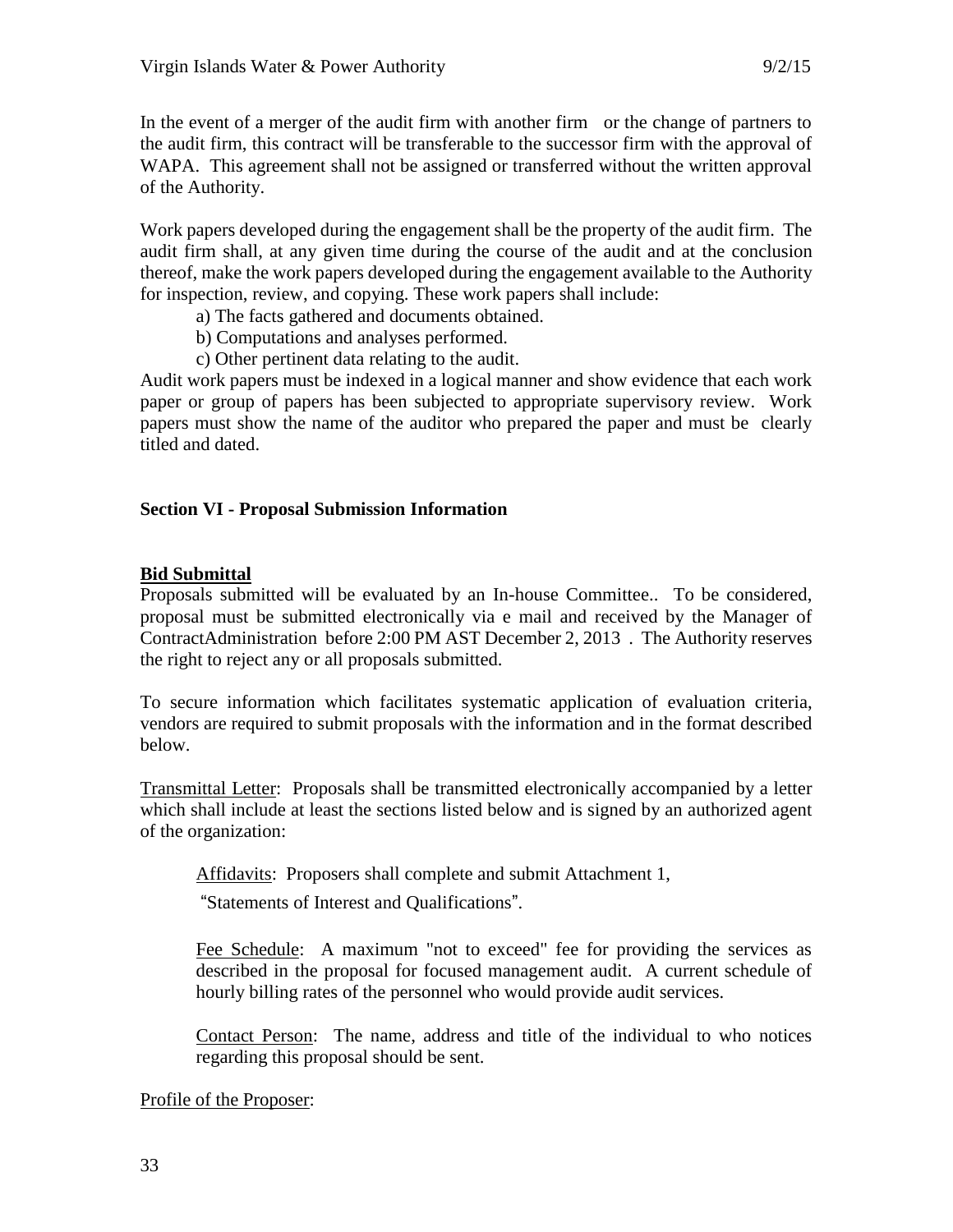In the event of a merger of the audit firm with another firm or the change of partners to the audit firm, this contract will be transferable to the successor firm with the approval of WAPA. This agreement shall not be assigned or transferred without the written approval of the Authority.

Work papers developed during the engagement shall be the property of the audit firm. The audit firm shall, at any given time during the course of the audit and at the conclusion thereof, make the work papers developed during the engagement available to the Authority for inspection, review, and copying. These work papers shall include:

a) The facts gathered and documents obtained.
b) Computations and analyses performed.
c) Other pertinent data relating to the audit.

Audit work papers must be indexed in a logical manner and show evidence that each work paper or group of papers has been subjected to appropriate supervisory review. Work papers must show the name of the auditor who prepared the paper and must be clearly titled and dated.

## Section VI - Proposal Submission Information

### Bid Submittal

Proposals submitted will be evaluated by an In-house Committee.. To be considered, proposal must be submitted electronically via e mail and received by the Manager of ContractAdministration before 2:00 PM AST December 2, 2013 . The Authority reserves the right to reject any or all proposals submitted.

To secure information which facilitates systematic application of evaluation criteria, vendors are required to submit proposals with the information and in the format described below.

<u>Transmittal Letter</u>: Proposals shall be transmitted electronically accompanied by a letter which shall include at least the sections listed below and is signed by an authorized agent of the organization:

> <u>Affidavits</u>: Proposers shall complete and submit Attachment 1,
>
> "Statements of Interest and Qualifications".
>
> <u>Fee Schedule</u>: A maximum "not to exceed" fee for providing the services as described in the proposal for focused management audit. A current schedule of hourly billing rates of the personnel who would provide audit services.
>
> <u>Contact Person</u>: The name, address and title of the individual to who notices regarding this proposal should be sent.

<u>Profile of the Proposer</u>: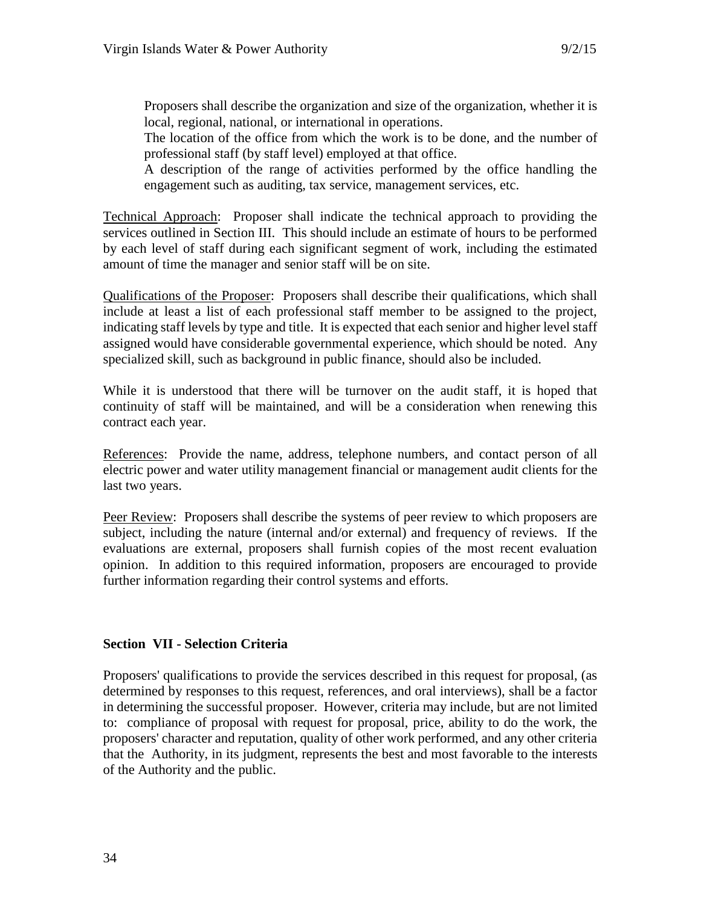Proposers shall describe the organization and size of the organization, whether it is local, regional, national, or international in operations.
The location of the office from which the work is to be done, and the number of professional staff (by staff level) employed at that office.
A description of the range of activities performed by the office handling the engagement such as auditing, tax service, management services, etc.

Technical Approach: Proposer shall indicate the technical approach to providing the services outlined in Section III. This should include an estimate of hours to be performed by each level of staff during each significant segment of work, including the estimated amount of time the manager and senior staff will be on site.

Qualifications of the Proposer: Proposers shall describe their qualifications, which shall include at least a list of each professional staff member to be assigned to the project, indicating staff levels by type and title. It is expected that each senior and higher level staff assigned would have considerable governmental experience, which should be noted. Any specialized skill, such as background in public finance, should also be included.

While it is understood that there will be turnover on the audit staff, it is hoped that continuity of staff will be maintained, and will be a consideration when renewing this contract each year.

References: Provide the name, address, telephone numbers, and contact person of all electric power and water utility management financial or management audit clients for the last two years.

Peer Review: Proposers shall describe the systems of peer review to which proposers are subject, including the nature (internal and/or external) and frequency of reviews. If the evaluations are external, proposers shall furnish copies of the most recent evaluation opinion. In addition to this required information, proposers are encouraged to provide further information regarding their control systems and efforts.

**Section VII - Selection Criteria**

Proposers' qualifications to provide the services described in this request for proposal, (as determined by responses to this request, references, and oral interviews), shall be a factor in determining the successful proposer. However, criteria may include, but are not limited to: compliance of proposal with request for proposal, price, ability to do the work, the proposers' character and reputation, quality of other work performed, and any other criteria that the Authority, in its judgment, represents the best and most favorable to the interests of the Authority and the public.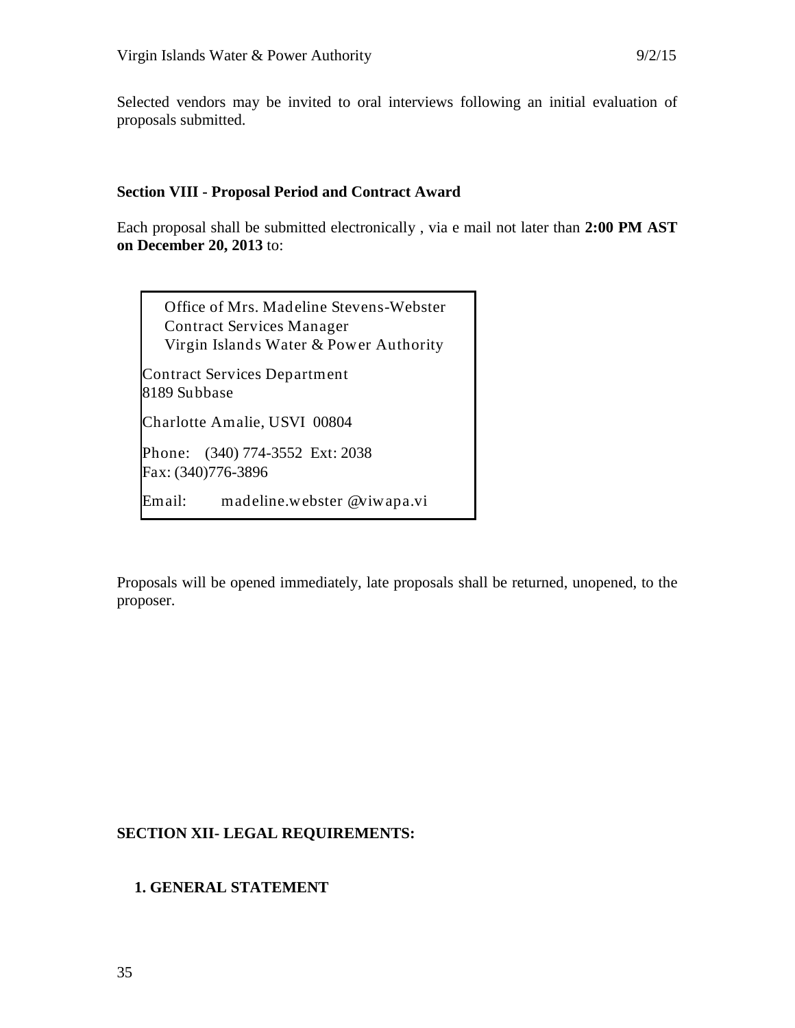Selected vendors may be invited to oral interviews following an initial evaluation of proposals submitted.

**Section VIII - Proposal Period and Contract Award**

Each proposal shall be submitted electronically , via e mail not later than **2:00 PM AST on December 20, 2013** to:

Office of Mrs. Madeline Stevens-Webster
Contract Services Manager
Virgin Islands Water & Power Authority

Contract Services Department
8189 Subbase

Charlotte Amalie, USVI 00804

Phone: (340) 774-3552 Ext: 2038
Fax: (340)776-3896

Email: madeline.webster @viwapa.vi

Proposals will be opened immediately, late proposals shall be returned, unopened, to the proposer.

**SECTION XII- LEGAL REQUIREMENTS:**

**1. GENERAL STATEMENT**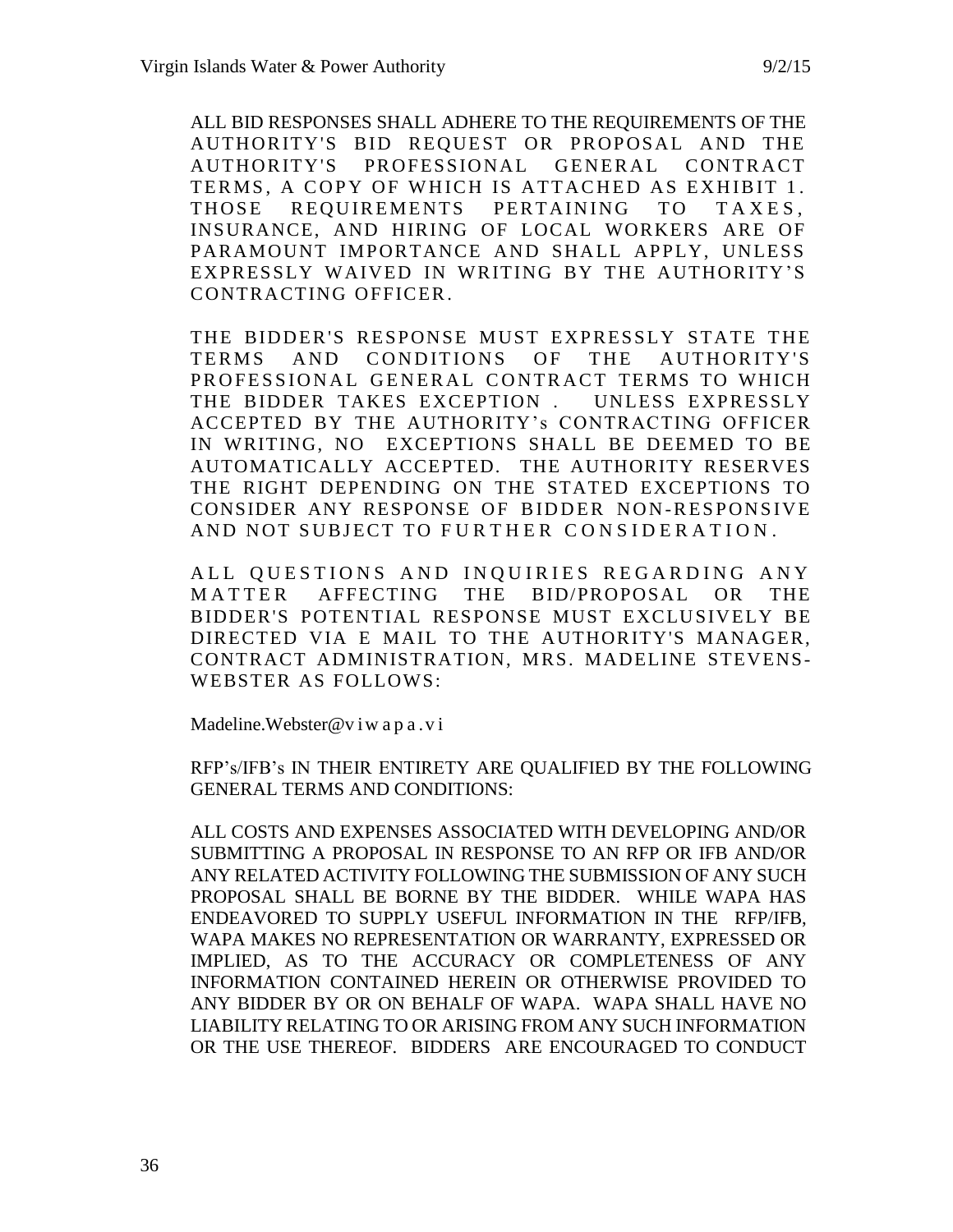ALL BID RESPONSES SHALL ADHERE TO THE REQUIREMENTS OF THE AUTHORITY'S BID REQUEST OR PROPOSAL AND THE AUTHORITY'S PROFESSIONAL GENERAL CONTRACT TERMS, A COPY OF WHICH IS ATTACHED AS EXHIBIT 1. THOSE REQUIREMENTS PERTAINING TO TAXES, INSURANCE, AND HIRING OF LOCAL WORKERS ARE OF PARAMOUNT IMPORTANCE AND SHALL APPLY, UNLESS EXPRESSLY WAIVED IN WRITING BY THE AUTHORITY'S CONTRACTING OFFICER.

THE BIDDER'S RESPONSE MUST EXPRESSLY STATE THE TERMS AND CONDITIONS OF THE AUTHORITY'S PROFESSIONAL GENERAL CONTRACT TERMS TO WHICH THE BIDDER TAKES EXCEPTION . UNLESS EXPRESSLY ACCEPTED BY THE AUTHORITY's CONTRACTING OFFICER IN WRITING, NO EXCEPTIONS SHALL BE DEEMED TO BE AUTOMATICALLY ACCEPTED. THE AUTHORITY RESERVES THE RIGHT DEPENDING ON THE STATED EXCEPTIONS TO CONSIDER ANY RESPONSE OF BIDDER NON-RESPONSIVE AND NOT SUBJECT TO FURTHER CONSIDERATION.

ALL QUESTIONS AND INQUIRIES REGARDING ANY MATTER AFFECTING THE BID/PROPOSAL OR THE BIDDER'S POTENTIAL RESPONSE MUST EXCLUSIVELY BE DIRECTED VIA E MAIL TO THE AUTHORITY'S MANAGER, CONTRACT ADMINISTRATION, MRS. MADELINE STEVENS-WEBSTER AS FOLLOWS:

Madeline.Webster@viwapa.vi

RFP's/IFB's IN THEIR ENTIRETY ARE QUALIFIED BY THE FOLLOWING GENERAL TERMS AND CONDITIONS:

ALL COSTS AND EXPENSES ASSOCIATED WITH DEVELOPING AND/OR SUBMITTING A PROPOSAL IN RESPONSE TO AN RFP OR IFB AND/OR ANY RELATED ACTIVITY FOLLOWING THE SUBMISSION OF ANY SUCH PROPOSAL SHALL BE BORNE BY THE BIDDER. WHILE WAPA HAS ENDEAVORED TO SUPPLY USEFUL INFORMATION IN THE RFP/IFB, WAPA MAKES NO REPRESENTATION OR WARRANTY, EXPRESSED OR IMPLIED, AS TO THE ACCURACY OR COMPLETENESS OF ANY INFORMATION CONTAINED HEREIN OR OTHERWISE PROVIDED TO ANY BIDDER BY OR ON BEHALF OF WAPA. WAPA SHALL HAVE NO LIABILITY RELATING TO OR ARISING FROM ANY SUCH INFORMATION OR THE USE THEREOF. BIDDERS ARE ENCOURAGED TO CONDUCT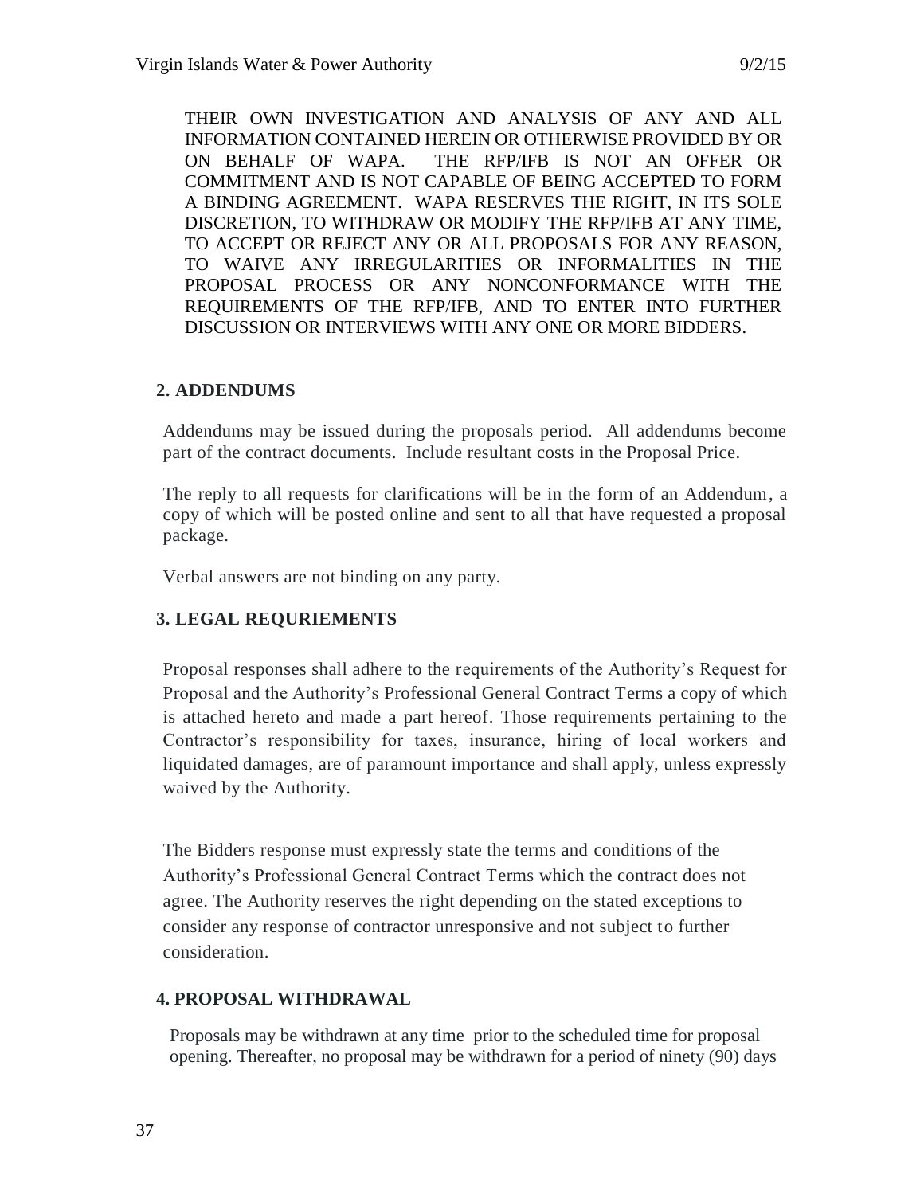THEIR OWN INVESTIGATION AND ANALYSIS OF ANY AND ALL INFORMATION CONTAINED HEREIN OR OTHERWISE PROVIDED BY OR ON BEHALF OF WAPA. THE RFP/IFB IS NOT AN OFFER OR COMMITMENT AND IS NOT CAPABLE OF BEING ACCEPTED TO FORM A BINDING AGREEMENT. WAPA RESERVES THE RIGHT, IN ITS SOLE DISCRETION, TO WITHDRAW OR MODIFY THE RFP/IFB AT ANY TIME, TO ACCEPT OR REJECT ANY OR ALL PROPOSALS FOR ANY REASON, TO WAIVE ANY IRREGULARITIES OR INFORMALITIES IN THE PROPOSAL PROCESS OR ANY NONCONFORMANCE WITH THE REQUIREMENTS OF THE RFP/IFB, AND TO ENTER INTO FURTHER DISCUSSION OR INTERVIEWS WITH ANY ONE OR MORE BIDDERS.

## 2. ADDENDUMS

Addendums may be issued during the proposals period. All addendums become part of the contract documents. Include resultant costs in the Proposal Price.

The reply to all requests for clarifications will be in the form of an Addendum, a copy of which will be posted online and sent to all that have requested a proposal package.

Verbal answers are not binding on any party.

## 3. LEGAL REQURIEMENTS

Proposal responses shall adhere to the requirements of the Authority's Request for Proposal and the Authority's Professional General Contract Terms a copy of which is attached hereto and made a part hereof. Those requirements pertaining to the Contractor's responsibility for taxes, insurance, hiring of local workers and liquidated damages, are of paramount importance and shall apply, unless expressly waived by the Authority.

The Bidders response must expressly state the terms and conditions of the Authority's Professional General Contract Terms which the contract does not agree. The Authority reserves the right depending on the stated exceptions to consider any response of contractor unresponsive and not subject to further consideration.

## 4. PROPOSAL WITHDRAWAL

Proposals may be withdrawn at any time prior to the scheduled time for proposal opening. Thereafter, no proposal may be withdrawn for a period of ninety (90) days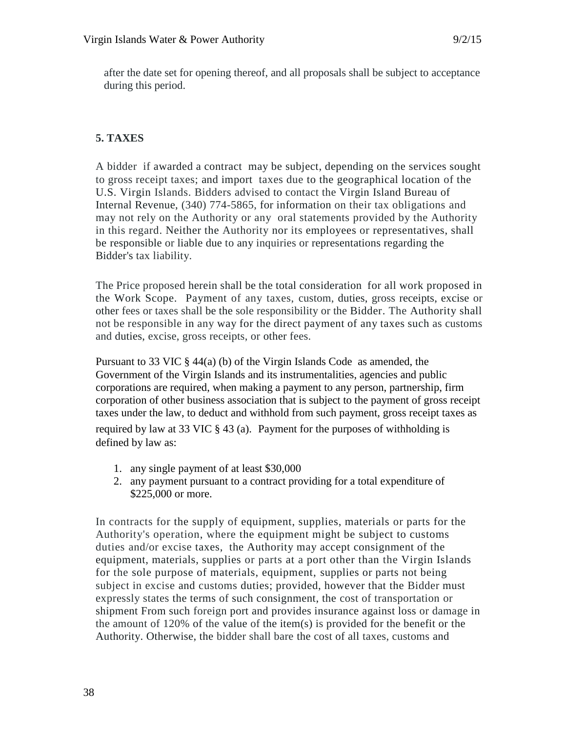after the date set for opening thereof, and all proposals shall be subject to acceptance during this period.

## 5. TAXES

A bidder if awarded a contract may be subject, depending on the services sought to gross receipt taxes; and import taxes due to the geographical location of the U.S. Virgin Islands. Bidders advised to contact the Virgin Island Bureau of Internal Revenue, (340) 774-5865, for information on their tax obligations and may not rely on the Authority or any oral statements provided by the Authority in this regard. Neither the Authority nor its employees or representatives, shall be responsible or liable due to any inquiries or representations regarding the Bidder's tax liability.

The Price proposed herein shall be the total consideration for all work proposed in the Work Scope. Payment of any taxes, custom, duties, gross receipts, excise or other fees or taxes shall be the sole responsibility or the Bidder. The Authority shall not be responsible in any way for the direct payment of any taxes such as customs and duties, excise, gross receipts, or other fees.

Pursuant to 33 VIC § 44(a) (b) of the Virgin Islands Code as amended, the Government of the Virgin Islands and its instrumentalities, agencies and public corporations are required, when making a payment to any person, partnership, firm corporation of other business association that is subject to the payment of gross receipt taxes under the law, to deduct and withhold from such payment, gross receipt taxes as required by law at 33 VIC § 43 (a). Payment for the purposes of withholding is defined by law as:

1. any single payment of at least $30,000
2. any payment pursuant to a contract providing for a total expenditure of $225,000 or more.

In contracts for the supply of equipment, supplies, materials or parts for the Authority's operation, where the equipment might be subject to customs duties and/or excise taxes, the Authority may accept consignment of the equipment, materials, supplies or parts at a port other than the Virgin Islands for the sole purpose of materials, equipment, supplies or parts not being subject in excise and customs duties; provided, however that the Bidder must expressly states the terms of such consignment, the cost of transportation or shipment From such foreign port and provides insurance against loss or damage in the amount of 120% of the value of the item(s) is provided for the benefit or the Authority. Otherwise, the bidder shall bare the cost of all taxes, customs and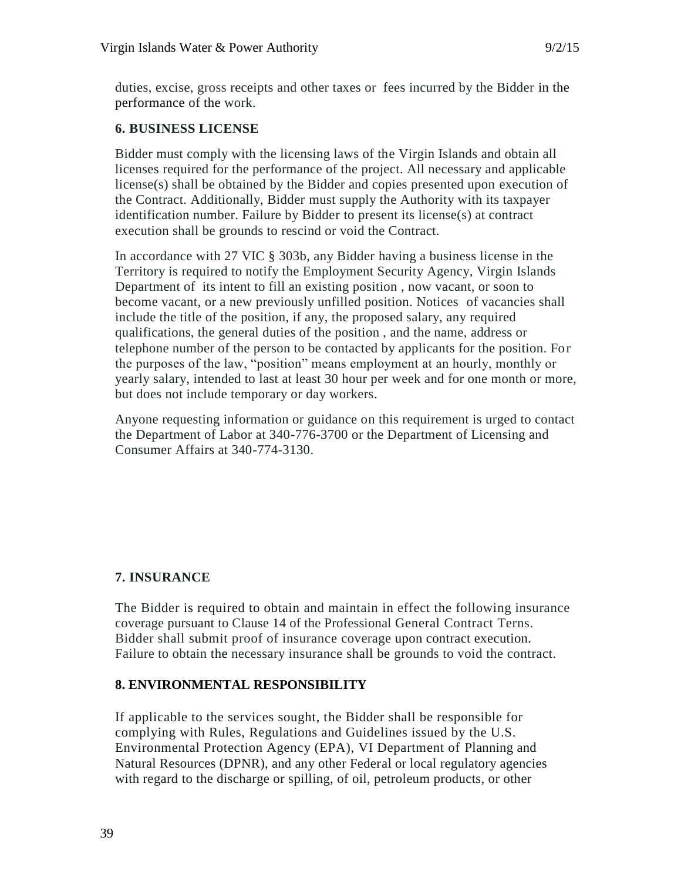duties, excise, gross receipts and other taxes or fees incurred by the Bidder in the performance of the work.

**6. BUSINESS LICENSE**

Bidder must comply with the licensing laws of the Virgin Islands and obtain all licenses required for the performance of the project. All necessary and applicable license(s) shall be obtained by the Bidder and copies presented upon execution of the Contract. Additionally, Bidder must supply the Authority with its taxpayer identification number. Failure by Bidder to present its license(s) at contract execution shall be grounds to rescind or void the Contract.

In accordance with 27 VIC § 303b, any Bidder having a business license in the Territory is required to notify the Employment Security Agency, Virgin Islands Department of its intent to fill an existing position , now vacant, or soon to become vacant, or a new previously unfilled position. Notices of vacancies shall include the title of the position, if any, the proposed salary, any required qualifications, the general duties of the position , and the name, address or telephone number of the person to be contacted by applicants for the position. For the purposes of the law, "position" means employment at an hourly, monthly or yearly salary, intended to last at least 30 hour per week and for one month or more, but does not include temporary or day workers.

Anyone requesting information or guidance on this requirement is urged to contact the Department of Labor at 340-776-3700 or the Department of Licensing and Consumer Affairs at 340-774-3130.

**7. INSURANCE**

The Bidder is required to obtain and maintain in effect the following insurance coverage pursuant to Clause 14 of the Professional General Contract Terns. Bidder shall submit proof of insurance coverage upon contract execution. Failure to obtain the necessary insurance shall be grounds to void the contract.

**8. ENVIRONMENTAL RESPONSIBILITY**

If applicable to the services sought, the Bidder shall be responsible for complying with Rules, Regulations and Guidelines issued by the U.S. Environmental Protection Agency (EPA), VI Department of Planning and Natural Resources (DPNR), and any other Federal or local regulatory agencies with regard to the discharge or spilling, of oil, petroleum products, or other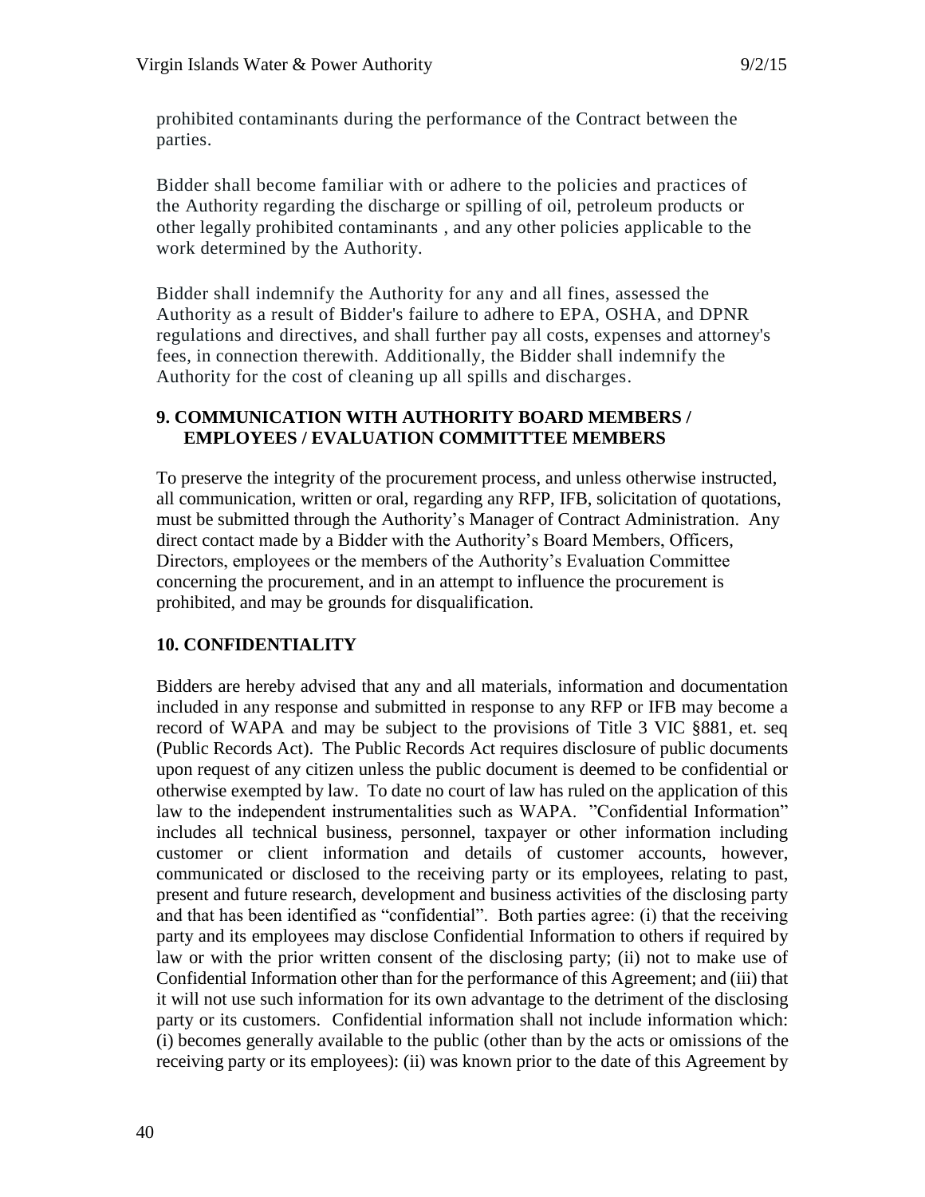prohibited contaminants during the performance of the Contract between the parties.

Bidder shall become familiar with or adhere to the policies and practices of the Authority regarding the discharge or spilling of oil, petroleum products or other legally prohibited contaminants , and any other policies applicable to the work determined by the Authority.

Bidder shall indemnify the Authority for any and all fines, assessed the Authority as a result of Bidder's failure to adhere to EPA, OSHA, and DPNR regulations and directives, and shall further pay all costs, expenses and attorney's fees, in connection therewith. Additionally, the Bidder shall indemnify the Authority for the cost of cleaning up all spills and discharges.

## 9. COMMUNICATION WITH AUTHORITY BOARD MEMBERS / EMPLOYEES / EVALUATION COMMITTTEE MEMBERS

To preserve the integrity of the procurement process, and unless otherwise instructed, all communication, written or oral, regarding any RFP, IFB, solicitation of quotations, must be submitted through the Authority's Manager of Contract Administration. Any direct contact made by a Bidder with the Authority's Board Members, Officers, Directors, employees or the members of the Authority's Evaluation Committee concerning the procurement, and in an attempt to influence the procurement is prohibited, and may be grounds for disqualification.

## 10. CONFIDENTIALITY

Bidders are hereby advised that any and all materials, information and documentation included in any response and submitted in response to any RFP or IFB may become a record of WAPA and may be subject to the provisions of Title 3 VIC §881, et. seq (Public Records Act). The Public Records Act requires disclosure of public documents upon request of any citizen unless the public document is deemed to be confidential or otherwise exempted by law. To date no court of law has ruled on the application of this law to the independent instrumentalities such as WAPA. "Confidential Information" includes all technical business, personnel, taxpayer or other information including customer or client information and details of customer accounts, however, communicated or disclosed to the receiving party or its employees, relating to past, present and future research, development and business activities of the disclosing party and that has been identified as "confidential". Both parties agree: (i) that the receiving party and its employees may disclose Confidential Information to others if required by law or with the prior written consent of the disclosing party; (ii) not to make use of Confidential Information other than for the performance of this Agreement; and (iii) that it will not use such information for its own advantage to the detriment of the disclosing party or its customers. Confidential information shall not include information which: (i) becomes generally available to the public (other than by the acts or omissions of the receiving party or its employees): (ii) was known prior to the date of this Agreement by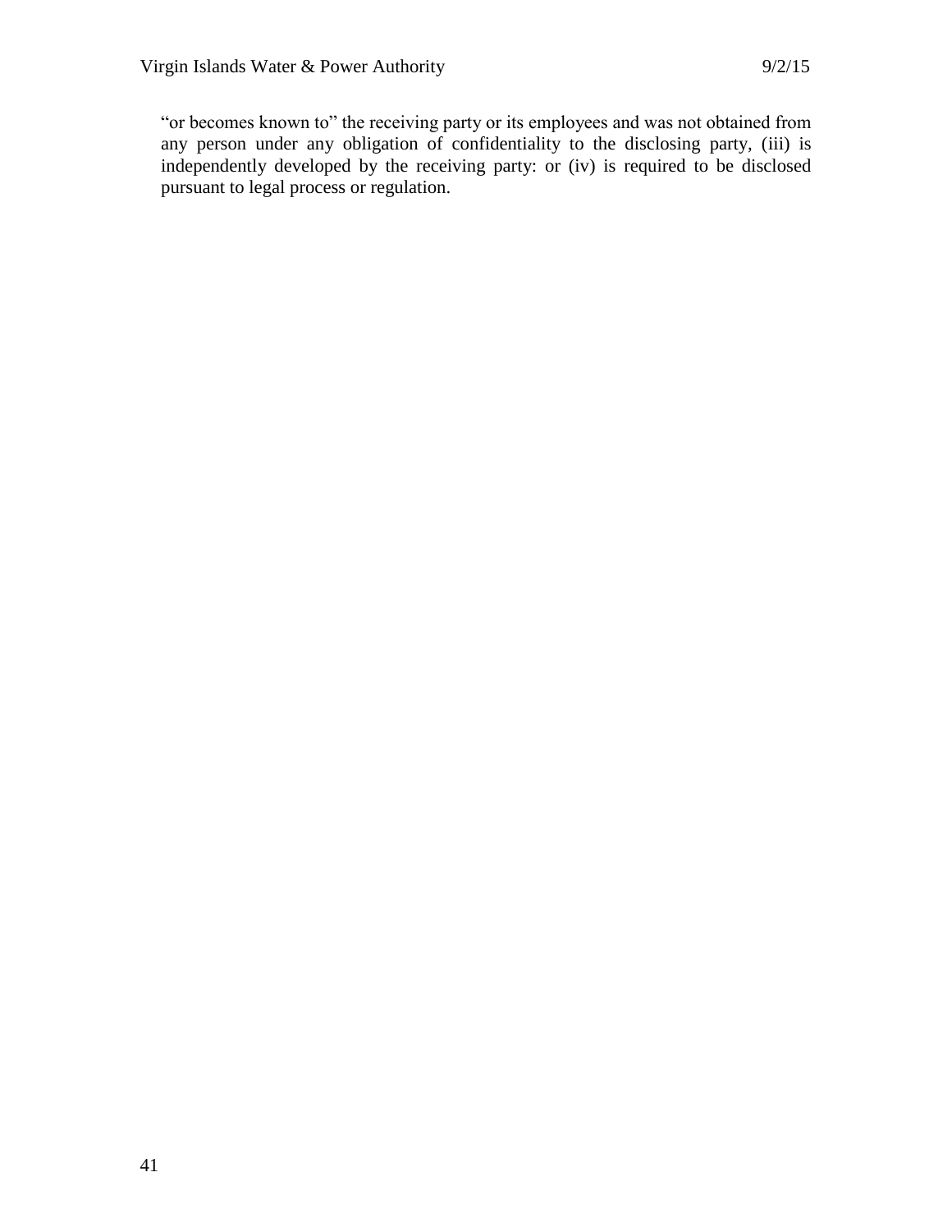"or becomes known to" the receiving party or its employees and was not obtained from any person under any obligation of confidentiality to the disclosing party, (iii) is independently developed by the receiving party: or (iv) is required to be disclosed pursuant to legal process or regulation.